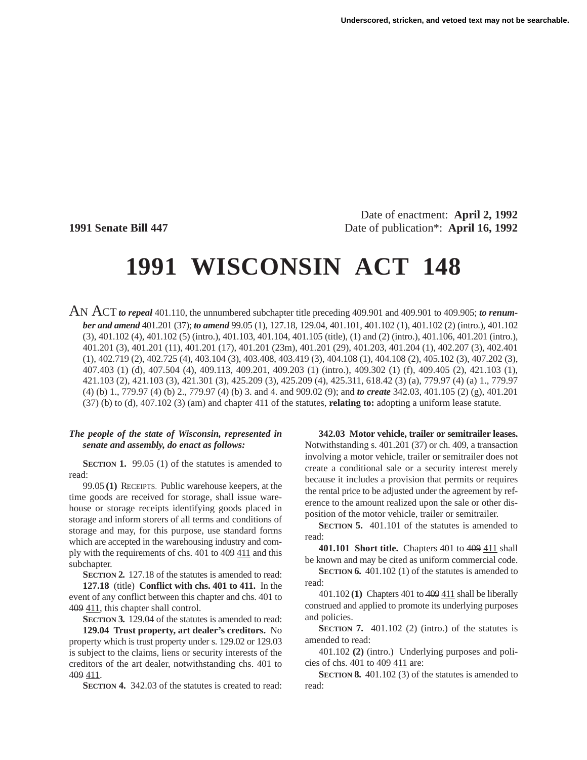Date of enactment: **April 2, 1992**

**1991 Senate Bill 447** Date of publication*: **April 16, 1992**

# 1991 WISCONSIN ACT 148

AN ACT ***to repeal*** 401.110, the unnumbered subchapter title preceding 409.901 and 409.901 to 409.905; ***to renumber and amend*** 401.201 (37); ***to amend*** 99.05 (1), 127.18, 129.04, 401.101, 401.102 (1), 401.102 (2) (intro.), 401.102 (3), 401.102 (4), 401.102 (5) (intro.), 401.103, 401.104, 401.105 (title), (1) and (2) (intro.), 401.106, 401.201 (intro.), 401.201 (3), 401.201 (11), 401.201 (17), 401.201 (23m), 401.201 (29), 401.203, 401.204 (1), 402.207 (3), 402.401 (1), 402.719 (2), 402.725 (4), 403.104 (3), 403.408, 403.419 (3), 404.108 (1), 404.108 (2), 405.102 (3), 407.202 (3), 407.403 (1) (d), 407.504 (4), 409.113, 409.201, 409.203 (1) (intro.), 409.302 (1) (f), 409.405 (2), 421.103 (1), 421.103 (2), 421.103 (3), 421.301 (3), 425.209 (3), 425.209 (4), 425.311, 618.42 (3) (a), 779.97 (4) (a) 1., 779.97 (4) (b) 1., 779.97 (4) (b) 2., 779.97 (4) (b) 3. and 4. and 909.02 (9); and ***to create*** 342.03, 401.105 (2) (g), 401.201 (37) (b) to (d), 407.102 (3) (am) and chapter 411 of the statutes, **relating to:** adopting a uniform lease statute.

***The people of the state of Wisconsin, represented in senate and assembly, do enact as follows:***

**SECTION 1.** 99.05 (1) of the statutes is amended to read:

99.05 **(1)** RECEIPTS. Public warehouse keepers, at the time goods are received for storage, shall issue warehouse or storage receipts identifying goods placed in storage and inform storers of all terms and conditions of storage and may, for this purpose, use standard forms which are accepted in the warehousing industry and comply with the requirements of chs. 401 to ~~409~~ <u>411</u> and this subchapter.

**SECTION 2.** 127.18 of the statutes is amended to read:

**127.18** (title) **Conflict with chs. 401 to 411.** In the event of any conflict between this chapter and chs. 401 to ~~409~~ <u>411</u>, this chapter shall control.

**SECTION 3.** 129.04 of the statutes is amended to read:

**129.04 Trust property, art dealer's creditors.** No property which is trust property under s. 129.02 or 129.03 is subject to the claims, liens or security interests of the creditors of the art dealer, notwithstanding chs. 401 to ~~409~~ <u>411</u>.

**SECTION 4.** 342.03 of the statutes is created to read:

**342.03 Motor vehicle, trailer or semitrailer leases.** Notwithstanding s. 401.201 (37) or ch. 409, a transaction involving a motor vehicle, trailer or semitrailer does not create a conditional sale or a security interest merely because it includes a provision that permits or requires the rental price to be adjusted under the agreement by reference to the amount realized upon the sale or other disposition of the motor vehicle, trailer or semitrailer.

**SECTION 5.** 401.101 of the statutes is amended to read:

**401.101 Short title.** Chapters 401 to ~~409~~ <u>411</u> shall be known and may be cited as uniform commercial code.

**SECTION 6.** 401.102 (1) of the statutes is amended to read:

401.102 **(1)** Chapters 401 to ~~409~~ <u>411</u> shall be liberally construed and applied to promote its underlying purposes and policies.

**SECTION 7.** 401.102 (2) (intro.) of the statutes is amended to read:

401.102 **(2)** (intro.) Underlying purposes and policies of chs. 401 to ~~409~~ <u>411</u> are:

**SECTION 8.** 401.102 (3) of the statutes is amended to read: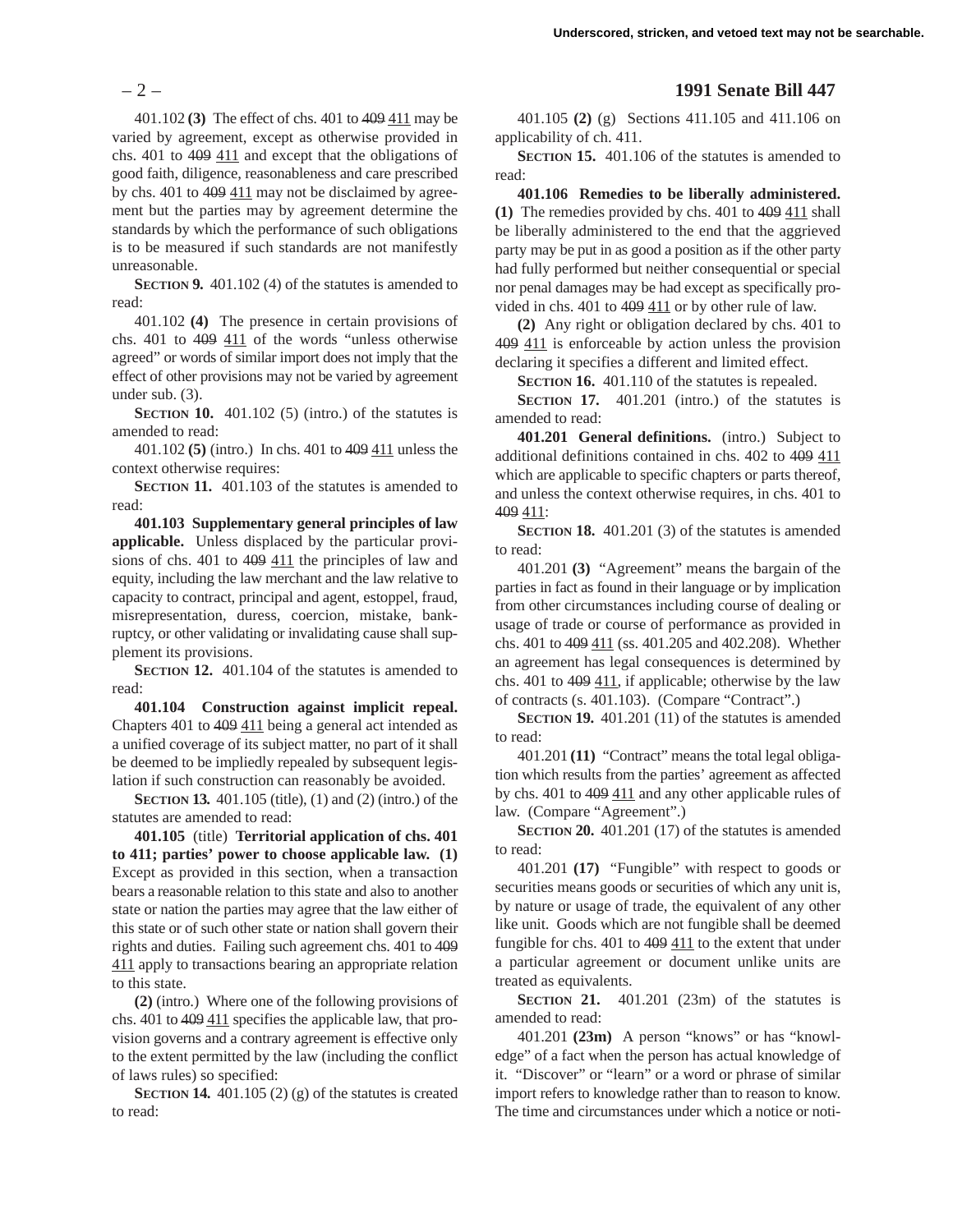401.102 **(3)** The effect of chs. 401 to ~~409~~ 411 may be varied by agreement, except as otherwise provided in chs. 401 to ~~409~~ 411 and except that the obligations of good faith, diligence, reasonableness and care prescribed by chs. 401 to ~~409~~ 411 may not be disclaimed by agreement but the parties may by agreement determine the standards by which the performance of such obligations is to be measured if such standards are not manifestly unreasonable.

**SECTION 9.** 401.102 (4) of the statutes is amended to read:

401.102 **(4)** The presence in certain provisions of chs. 401 to ~~409~~ 411 of the words "unless otherwise agreed" or words of similar import does not imply that the effect of other provisions may not be varied by agreement under sub. (3).

**SECTION 10.** 401.102 (5) (intro.) of the statutes is amended to read:

401.102 **(5)** (intro.) In chs. 401 to ~~409~~ 411 unless the context otherwise requires:

**SECTION 11.** 401.103 of the statutes is amended to read:

**401.103 Supplementary general principles of law applicable.** Unless displaced by the particular provisions of chs. 401 to ~~409~~ 411 the principles of law and equity, including the law merchant and the law relative to capacity to contract, principal and agent, estoppel, fraud, misrepresentation, duress, coercion, mistake, bankruptcy, or other validating or invalidating cause shall supplement its provisions.

**SECTION 12.** 401.104 of the statutes is amended to read:

**401.104 Construction against implicit repeal.** Chapters 401 to ~~409~~ 411 being a general act intended as a unified coverage of its subject matter, no part of it shall be deemed to be impliedly repealed by subsequent legislation if such construction can reasonably be avoided.

**SECTION 13.** 401.105 (title), (1) and (2) (intro.) of the statutes are amended to read:

**401.105** (title) **Territorial application of chs. 401 to 411; parties' power to choose applicable law. (1)** Except as provided in this section, when a transaction bears a reasonable relation to this state and also to another state or nation the parties may agree that the law either of this state or of such other state or nation shall govern their rights and duties. Failing such agreement chs. 401 to ~~409~~ 411 apply to transactions bearing an appropriate relation to this state.

**(2)** (intro.) Where one of the following provisions of chs. 401 to ~~409~~ 411 specifies the applicable law, that provision governs and a contrary agreement is effective only to the extent permitted by the law (including the conflict of laws rules) so specified:

**SECTION 14.** 401.105 (2) (g) of the statutes is created to read:

401.105 **(2)** (g) Sections 411.105 and 411.106 on applicability of ch. 411.

**SECTION 15.** 401.106 of the statutes is amended to read:

**401.106 Remedies to be liberally administered. (1)** The remedies provided by chs. 401 to ~~409~~ 411 shall be liberally administered to the end that the aggrieved party may be put in as good a position as if the other party had fully performed but neither consequential or special nor penal damages may be had except as specifically provided in chs. 401 to ~~409~~ 411 or by other rule of law.

**(2)** Any right or obligation declared by chs. 401 to ~~409~~ 411 is enforceable by action unless the provision declaring it specifies a different and limited effect.

**SECTION 16.** 401.110 of the statutes is repealed.

**SECTION 17.** 401.201 (intro.) of the statutes is amended to read:

**401.201 General definitions.** (intro.) Subject to additional definitions contained in chs. 402 to ~~409~~ 411 which are applicable to specific chapters or parts thereof, and unless the context otherwise requires, in chs. 401 to ~~409~~ 411:

**SECTION 18.** 401.201 (3) of the statutes is amended to read:

401.201 **(3)** "Agreement" means the bargain of the parties in fact as found in their language or by implication from other circumstances including course of dealing or usage of trade or course of performance as provided in chs. 401 to ~~409~~ 411 (ss. 401.205 and 402.208). Whether an agreement has legal consequences is determined by chs. 401 to ~~409~~ 411, if applicable; otherwise by the law of contracts (s. 401.103). (Compare "Contract".)

**SECTION 19.** 401.201 (11) of the statutes is amended to read:

401.201 **(11)** "Contract" means the total legal obligation which results from the parties' agreement as affected by chs. 401 to ~~409~~ 411 and any other applicable rules of law. (Compare "Agreement".)

**SECTION 20.** 401.201 (17) of the statutes is amended to read:

401.201 **(17)** "Fungible" with respect to goods or securities means goods or securities of which any unit is, by nature or usage of trade, the equivalent of any other like unit. Goods which are not fungible shall be deemed fungible for chs. 401 to ~~409~~ 411 to the extent that under a particular agreement or document unlike units are treated as equivalents.

**SECTION 21.** 401.201 (23m) of the statutes is amended to read:

401.201 **(23m)** A person "knows" or has "knowledge" of a fact when the person has actual knowledge of it. "Discover" or "learn" or a word or phrase of similar import refers to knowledge rather than to reason to know. The time and circumstances under which a notice or noti-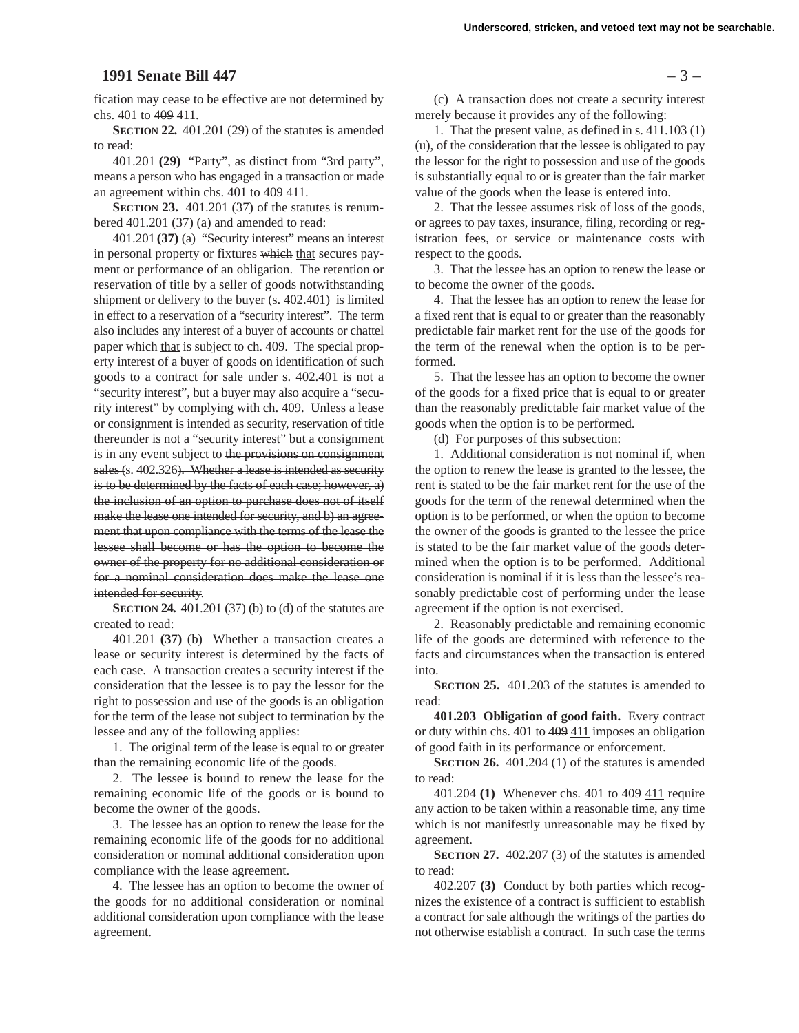fication may cease to be effective are not determined by chs. 401 to ~~409~~ <u>411</u>.

**SECTION 22.** 401.201 (29) of the statutes is amended to read:

401.201 **(29)** "Party", as distinct from "3rd party", means a person who has engaged in a transaction or made an agreement within chs. 401 to ~~409~~ <u>411</u>.

**SECTION 23.** 401.201 (37) of the statutes is renumbered 401.201 (37) (a) and amended to read:

401.201 **(37)** (a) "Security interest" means an interest in personal property or fixtures ~~which~~ <u>that</u> secures payment or performance of an obligation. The retention or reservation of title by a seller of goods notwithstanding shipment or delivery to the buyer ~~(s. 402.401)~~ is limited in effect to a reservation of a "security interest". The term also includes any interest of a buyer of accounts or chattel paper ~~which~~ <u>that</u> is subject to ch. 409. The special property interest of a buyer of goods on identification of such goods to a contract for sale under s. 402.401 is not a "security interest", but a buyer may also acquire a "security interest" by complying with ch. 409. Unless a lease or consignment is intended as security, reservation of title thereunder is not a "security interest" but a consignment is in any event subject to ~~the provisions on consignment sales~~ ~~(~~s. 402.326~~). Whether a lease is intended as security is to be determined by the facts of each case; however, a) the inclusion of an option to purchase does not of itself make the lease one intended for security, and b) an agreement that upon compliance with the terms of the lease the lessee shall become or has the option to become the owner of the property for no additional consideration or for a nominal consideration does make the lease one intended for security~~.

**SECTION 24.** 401.201 (37) (b) to (d) of the statutes are created to read:

401.201 **(37)** (b) Whether a transaction creates a lease or security interest is determined by the facts of each case. A transaction creates a security interest if the consideration that the lessee is to pay the lessor for the right to possession and use of the goods is an obligation for the term of the lease not subject to termination by the lessee and any of the following applies:

1. The original term of the lease is equal to or greater than the remaining economic life of the goods.

2. The lessee is bound to renew the lease for the remaining economic life of the goods or is bound to become the owner of the goods.

3. The lessee has an option to renew the lease for the remaining economic life of the goods for no additional consideration or nominal additional consideration upon compliance with the lease agreement.

4. The lessee has an option to become the owner of the goods for no additional consideration or nominal additional consideration upon compliance with the lease agreement.

(c) A transaction does not create a security interest merely because it provides any of the following:

1. That the present value, as defined in s. 411.103 (1) (u), of the consideration that the lessee is obligated to pay the lessor for the right to possession and use of the goods is substantially equal to or is greater than the fair market value of the goods when the lease is entered into.

2. That the lessee assumes risk of loss of the goods, or agrees to pay taxes, insurance, filing, recording or registration fees, or service or maintenance costs with respect to the goods.

3. That the lessee has an option to renew the lease or to become the owner of the goods.

4. That the lessee has an option to renew the lease for a fixed rent that is equal to or greater than the reasonably predictable fair market rent for the use of the goods for the term of the renewal when the option is to be performed.

5. That the lessee has an option to become the owner of the goods for a fixed price that is equal to or greater than the reasonably predictable fair market value of the goods when the option is to be performed.

(d) For purposes of this subsection:

1. Additional consideration is not nominal if, when the option to renew the lease is granted to the lessee, the rent is stated to be the fair market rent for the use of the goods for the term of the renewal determined when the option is to be performed, or when the option to become the owner of the goods is granted to the lessee the price is stated to be the fair market value of the goods determined when the option is to be performed. Additional consideration is nominal if it is less than the lessee's reasonably predictable cost of performing under the lease agreement if the option is not exercised.

2. Reasonably predictable and remaining economic life of the goods are determined with reference to the facts and circumstances when the transaction is entered into.

**SECTION 25.** 401.203 of the statutes is amended to read:

**401.203 Obligation of good faith.** Every contract or duty within chs. 401 to ~~409~~ <u>411</u> imposes an obligation of good faith in its performance or enforcement.

**SECTION 26.** 401.204 (1) of the statutes is amended to read:

401.204 **(1)** Whenever chs. 401 to ~~409~~ <u>411</u> require any action to be taken within a reasonable time, any time which is not manifestly unreasonable may be fixed by agreement.

**SECTION 27.** 402.207 (3) of the statutes is amended to read:

402.207 **(3)** Conduct by both parties which recognizes the existence of a contract is sufficient to establish a contract for sale although the writings of the parties do not otherwise establish a contract. In such case the terms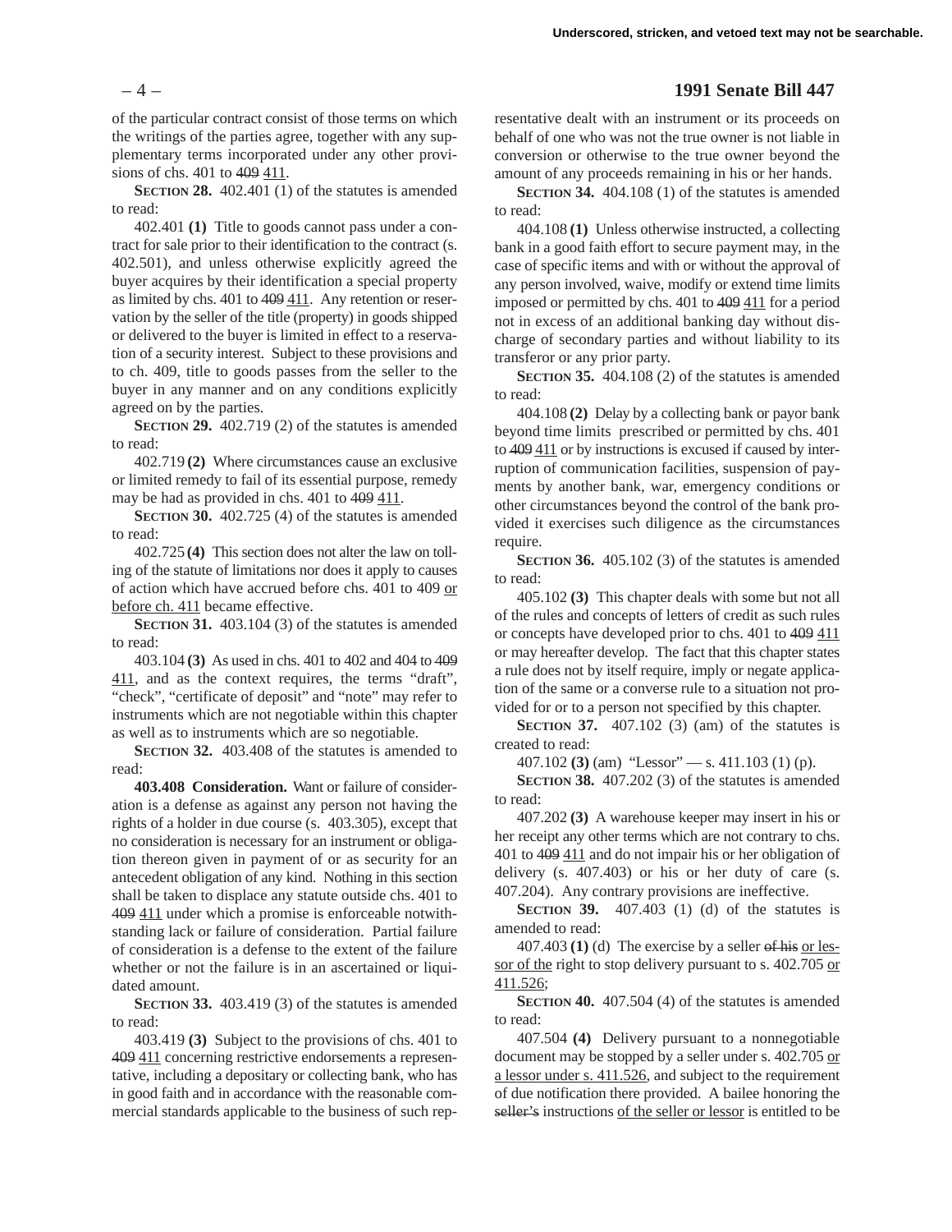of the particular contract consist of those terms on which the writings of the parties agree, together with any supplementary terms incorporated under any other provisions of chs. 401 to ~~409~~ <u>411</u>.

**SECTION 28.** 402.401 (1) of the statutes is amended to read:

402.401 **(1)** Title to goods cannot pass under a contract for sale prior to their identification to the contract (s. 402.501), and unless otherwise explicitly agreed the buyer acquires by their identification a special property as limited by chs. 401 to ~~409~~ <u>411</u>. Any retention or reservation by the seller of the title (property) in goods shipped or delivered to the buyer is limited in effect to a reservation of a security interest. Subject to these provisions and to ch. 409, title to goods passes from the seller to the buyer in any manner and on any conditions explicitly agreed on by the parties.

**SECTION 29.** 402.719 (2) of the statutes is amended to read:

402.719 **(2)** Where circumstances cause an exclusive or limited remedy to fail of its essential purpose, remedy may be had as provided in chs. 401 to ~~409~~ <u>411</u>.

**SECTION 30.** 402.725 (4) of the statutes is amended to read:

402.725 **(4)** This section does not alter the law on tolling of the statute of limitations nor does it apply to causes of action which have accrued before chs. 401 to 409 <u>or before ch. 411</u> became effective.

**SECTION 31.** 403.104 (3) of the statutes is amended to read:

403.104 **(3)** As used in chs. 401 to 402 and 404 to ~~409~~ <u>411</u>, and as the context requires, the terms "draft", "check", "certificate of deposit" and "note" may refer to instruments which are not negotiable within this chapter as well as to instruments which are so negotiable.

**SECTION 32.** 403.408 of the statutes is amended to read:

**403.408 Consideration.** Want or failure of consideration is a defense as against any person not having the rights of a holder in due course (s. 403.305), except that no consideration is necessary for an instrument or obligation thereon given in payment of or as security for an antecedent obligation of any kind. Nothing in this section shall be taken to displace any statute outside chs. 401 to ~~409~~ <u>411</u> under which a promise is enforceable notwithstanding lack or failure of consideration. Partial failure of consideration is a defense to the extent of the failure whether or not the failure is in an ascertained or liquidated amount.

**SECTION 33.** 403.419 (3) of the statutes is amended to read:

403.419 **(3)** Subject to the provisions of chs. 401 to ~~409~~ <u>411</u> concerning restrictive endorsements a representative, including a depositary or collecting bank, who has in good faith and in accordance with the reasonable commercial standards applicable to the business of such representative dealt with an instrument or its proceeds on behalf of one who was not the true owner is not liable in conversion or otherwise to the true owner beyond the amount of any proceeds remaining in his or her hands.

**SECTION 34.** 404.108 (1) of the statutes is amended to read:

404.108 **(1)** Unless otherwise instructed, a collecting bank in a good faith effort to secure payment may, in the case of specific items and with or without the approval of any person involved, waive, modify or extend time limits imposed or permitted by chs. 401 to ~~409~~ <u>411</u> for a period not in excess of an additional banking day without discharge of secondary parties and without liability to its transferor or any prior party.

**SECTION 35.** 404.108 (2) of the statutes is amended to read:

404.108 **(2)** Delay by a collecting bank or payor bank beyond time limits prescribed or permitted by chs. 401 to ~~409~~ <u>411</u> or by instructions is excused if caused by interruption of communication facilities, suspension of payments by another bank, war, emergency conditions or other circumstances beyond the control of the bank provided it exercises such diligence as the circumstances require.

**SECTION 36.** 405.102 (3) of the statutes is amended to read:

405.102 **(3)** This chapter deals with some but not all of the rules and concepts of letters of credit as such rules or concepts have developed prior to chs. 401 to ~~409~~ <u>411</u> or may hereafter develop. The fact that this chapter states a rule does not by itself require, imply or negate application of the same or a converse rule to a situation not provided for or to a person not specified by this chapter.

**SECTION 37.** 407.102 (3) (am) of the statutes is created to read:

407.102 **(3)** (am) "Lessor" — s. 411.103 (1) (p).

**SECTION 38.** 407.202 (3) of the statutes is amended to read:

407.202 **(3)** A warehouse keeper may insert in his or her receipt any other terms which are not contrary to chs. 401 to ~~409~~ <u>411</u> and do not impair his or her obligation of delivery (s. 407.403) or his or her duty of care (s. 407.204). Any contrary provisions are ineffective.

**SECTION 39.** 407.403 (1) (d) of the statutes is amended to read:

407.403 **(1)** (d) The exercise by a seller ~~of his~~ <u>or lessor of the</u> right to stop delivery pursuant to s. 402.705 <u>or 411.526</u>;

**SECTION 40.** 407.504 (4) of the statutes is amended to read:

407.504 **(4)** Delivery pursuant to a nonnegotiable document may be stopped by a seller under s. 402.705 <u>or a lessor under s. 411.526</u>, and subject to the requirement of due notification there provided. A bailee honoring the ~~seller's~~ instructions <u>of the seller or lessor</u> is entitled to be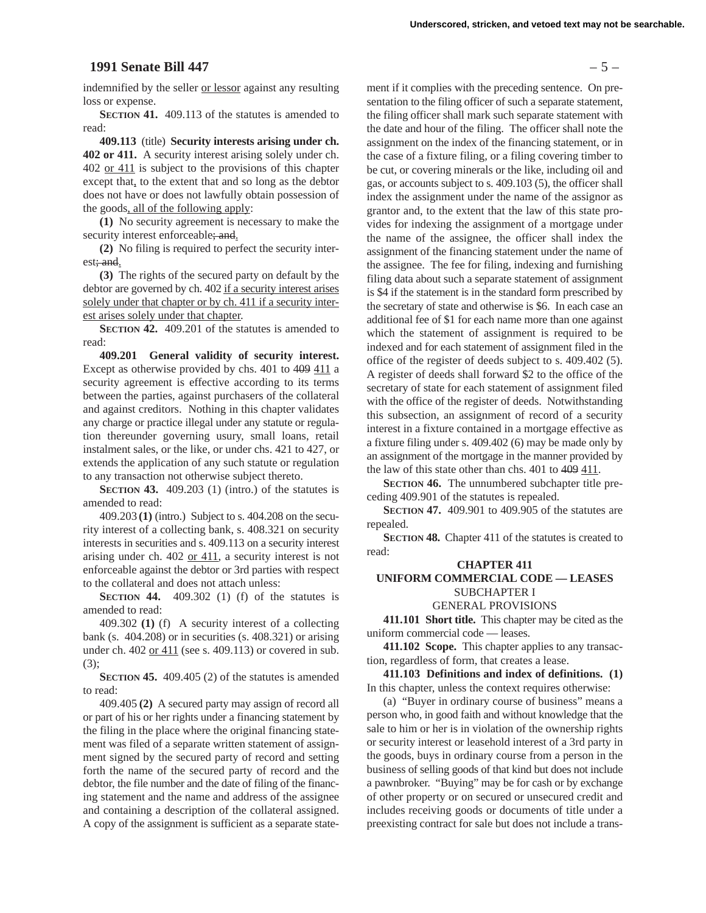indemnified by the seller or lessor against any resulting loss or expense.

**SECTION 41.** 409.113 of the statutes is amended to read:

**409.113** (title) **Security interests arising under ch. 402 or 411.** A security interest arising solely under ch. 402 or 411 is subject to the provisions of this chapter except that, to the extent that and so long as the debtor does not have or does not lawfully obtain possession of the goods, all of the following apply:

**(1)** No security agreement is necessary to make the security interest enforceable; and.

**(2)** No filing is required to perfect the security interest; and.

**(3)** The rights of the secured party on default by the debtor are governed by ch. 402 if a security interest arises solely under that chapter or by ch. 411 if a security interest arises solely under that chapter.

**SECTION 42.** 409.201 of the statutes is amended to read:

**409.201 General validity of security interest.** Except as otherwise provided by chs. 401 to 409 411 a security agreement is effective according to its terms between the parties, against purchasers of the collateral and against creditors. Nothing in this chapter validates any charge or practice illegal under any statute or regulation thereunder governing usury, small loans, retail instalment sales, or the like, or under chs. 421 to 427, or extends the application of any such statute or regulation to any transaction not otherwise subject thereto.

**SECTION 43.** 409.203 (1) (intro.) of the statutes is amended to read:

409.203 **(1)** (intro.) Subject to s. 404.208 on the security interest of a collecting bank, s. 408.321 on security interests in securities and s. 409.113 on a security interest arising under ch. 402 or 411, a security interest is not enforceable against the debtor or 3rd parties with respect to the collateral and does not attach unless:

**SECTION 44.** 409.302 (1) (f) of the statutes is amended to read:

409.302 **(1)** (f) A security interest of a collecting bank (s. 404.208) or in securities (s. 408.321) or arising under ch. 402 or 411 (see s. 409.113) or covered in sub. (3);

**SECTION 45.** 409.405 (2) of the statutes is amended to read:

409.405 **(2)** A secured party may assign of record all or part of his or her rights under a financing statement by the filing in the place where the original financing statement was filed of a separate written statement of assignment signed by the secured party of record and setting forth the name of the secured party of record and the debtor, the file number and the date of filing of the financing statement and the name and address of the assignee and containing a description of the collateral assigned. A copy of the assignment is sufficient as a separate statement if it complies with the preceding sentence. On presentation to the filing officer of such a separate statement, the filing officer shall mark such separate statement with the date and hour of the filing. The officer shall note the assignment on the index of the financing statement, or in the case of a fixture filing, or a filing covering timber to be cut, or covering minerals or the like, including oil and gas, or accounts subject to s. 409.103 (5), the officer shall index the assignment under the name of the assignor as grantor and, to the extent that the law of this state provides for indexing the assignment of a mortgage under the name of the assignee, the officer shall index the assignment of the financing statement under the name of the assignee. The fee for filing, indexing and furnishing filing data about such a separate statement of assignment is $4 if the statement is in the standard form prescribed by the secretary of state and otherwise is $6. In each case an additional fee of $1 for each name more than one against which the statement of assignment is required to be indexed and for each statement of assignment filed in the office of the register of deeds subject to s. 409.402 (5). A register of deeds shall forward $2 to the office of the secretary of state for each statement of assignment filed with the office of the register of deeds. Notwithstanding this subsection, an assignment of record of a security interest in a fixture contained in a mortgage effective as a fixture filing under s. 409.402 (6) may be made only by an assignment of the mortgage in the manner provided by the law of this state other than chs. 401 to 409 411.

**SECTION 46.** The unnumbered subchapter title preceding 409.901 of the statutes is repealed.

**SECTION 47.** 409.901 to 409.905 of the statutes are repealed.

**SECTION 48.** Chapter 411 of the statutes is created to read:

**CHAPTER 411**
**UNIFORM COMMERCIAL CODE — LEASES**
SUBCHAPTER I
GENERAL PROVISIONS

**411.101 Short title.** This chapter may be cited as the uniform commercial code — leases.

**411.102 Scope.** This chapter applies to any transaction, regardless of form, that creates a lease.

**411.103 Definitions and index of definitions. (1)** In this chapter, unless the context requires otherwise:

(a) "Buyer in ordinary course of business" means a person who, in good faith and without knowledge that the sale to him or her is in violation of the ownership rights or security interest or leasehold interest of a 3rd party in the goods, buys in ordinary course from a person in the business of selling goods of that kind but does not include a pawnbroker. "Buying" may be for cash or by exchange of other property or on secured or unsecured credit and includes receiving goods or documents of title under a preexisting contract for sale but does not include a trans-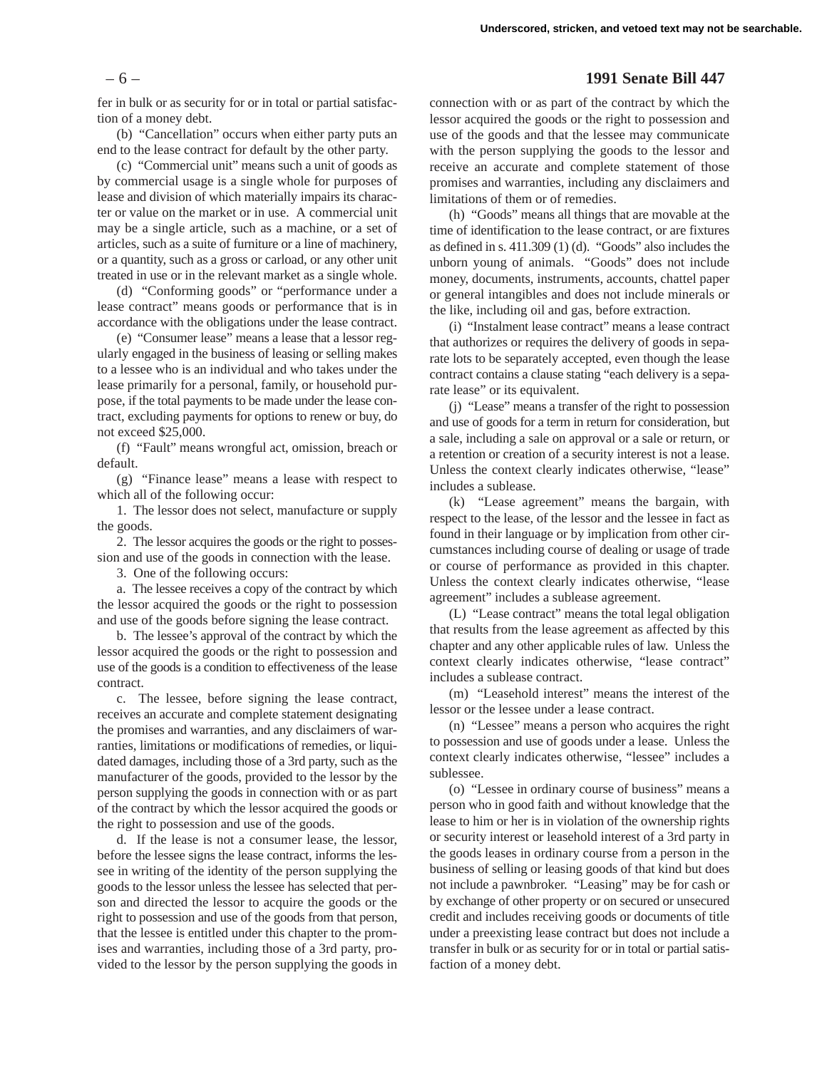fer in bulk or as security for or in total or partial satisfaction of a money debt.

(b) "Cancellation" occurs when either party puts an end to the lease contract for default by the other party.

(c) "Commercial unit" means such a unit of goods as by commercial usage is a single whole for purposes of lease and division of which materially impairs its character or value on the market or in use. A commercial unit may be a single article, such as a machine, or a set of articles, such as a suite of furniture or a line of machinery, or a quantity, such as a gross or carload, or any other unit treated in use or in the relevant market as a single whole.

(d) "Conforming goods" or "performance under a lease contract" means goods or performance that is in accordance with the obligations under the lease contract.

(e) "Consumer lease" means a lease that a lessor regularly engaged in the business of leasing or selling makes to a lessee who is an individual and who takes under the lease primarily for a personal, family, or household purpose, if the total payments to be made under the lease contract, excluding payments for options to renew or buy, do not exceed $25,000.

(f) "Fault" means wrongful act, omission, breach or default.

(g) "Finance lease" means a lease with respect to which all of the following occur:

1. The lessor does not select, manufacture or supply the goods.

2. The lessor acquires the goods or the right to possession and use of the goods in connection with the lease.

3. One of the following occurs:

a. The lessee receives a copy of the contract by which the lessor acquired the goods or the right to possession and use of the goods before signing the lease contract.

b. The lessee's approval of the contract by which the lessor acquired the goods or the right to possession and use of the goods is a condition to effectiveness of the lease contract.

c. The lessee, before signing the lease contract, receives an accurate and complete statement designating the promises and warranties, and any disclaimers of warranties, limitations or modifications of remedies, or liquidated damages, including those of a 3rd party, such as the manufacturer of the goods, provided to the lessor by the person supplying the goods in connection with or as part of the contract by which the lessor acquired the goods or the right to possession and use of the goods.

d. If the lease is not a consumer lease, the lessor, before the lessee signs the lease contract, informs the lessee in writing of the identity of the person supplying the goods to the lessor unless the lessee has selected that person and directed the lessor to acquire the goods or the right to possession and use of the goods from that person, that the lessee is entitled under this chapter to the promises and warranties, including those of a 3rd party, provided to the lessor by the person supplying the goods in connection with or as part of the contract by which the lessor acquired the goods or the right to possession and use of the goods and that the lessee may communicate with the person supplying the goods to the lessor and receive an accurate and complete statement of those promises and warranties, including any disclaimers and limitations of them or of remedies.

(h) "Goods" means all things that are movable at the time of identification to the lease contract, or are fixtures as defined in s. 411.309 (1) (d). "Goods" also includes the unborn young of animals. "Goods" does not include money, documents, instruments, accounts, chattel paper or general intangibles and does not include minerals or the like, including oil and gas, before extraction.

(i) "Instalment lease contract" means a lease contract that authorizes or requires the delivery of goods in separate lots to be separately accepted, even though the lease contract contains a clause stating "each delivery is a separate lease" or its equivalent.

(j) "Lease" means a transfer of the right to possession and use of goods for a term in return for consideration, but a sale, including a sale on approval or a sale or return, or a retention or creation of a security interest is not a lease. Unless the context clearly indicates otherwise, "lease" includes a sublease.

(k) "Lease agreement" means the bargain, with respect to the lease, of the lessor and the lessee in fact as found in their language or by implication from other circumstances including course of dealing or usage of trade or course of performance as provided in this chapter. Unless the context clearly indicates otherwise, "lease agreement" includes a sublease agreement.

(L) "Lease contract" means the total legal obligation that results from the lease agreement as affected by this chapter and any other applicable rules of law. Unless the context clearly indicates otherwise, "lease contract" includes a sublease contract.

(m) "Leasehold interest" means the interest of the lessor or the lessee under a lease contract.

(n) "Lessee" means a person who acquires the right to possession and use of goods under a lease. Unless the context clearly indicates otherwise, "lessee" includes a sublessee.

(o) "Lessee in ordinary course of business" means a person who in good faith and without knowledge that the lease to him or her is in violation of the ownership rights or security interest or leasehold interest of a 3rd party in the goods leases in ordinary course from a person in the business of selling or leasing goods of that kind but does not include a pawnbroker. "Leasing" may be for cash or by exchange of other property or on secured or unsecured credit and includes receiving goods or documents of title under a preexisting lease contract but does not include a transfer in bulk or as security for or in total or partial satisfaction of a money debt.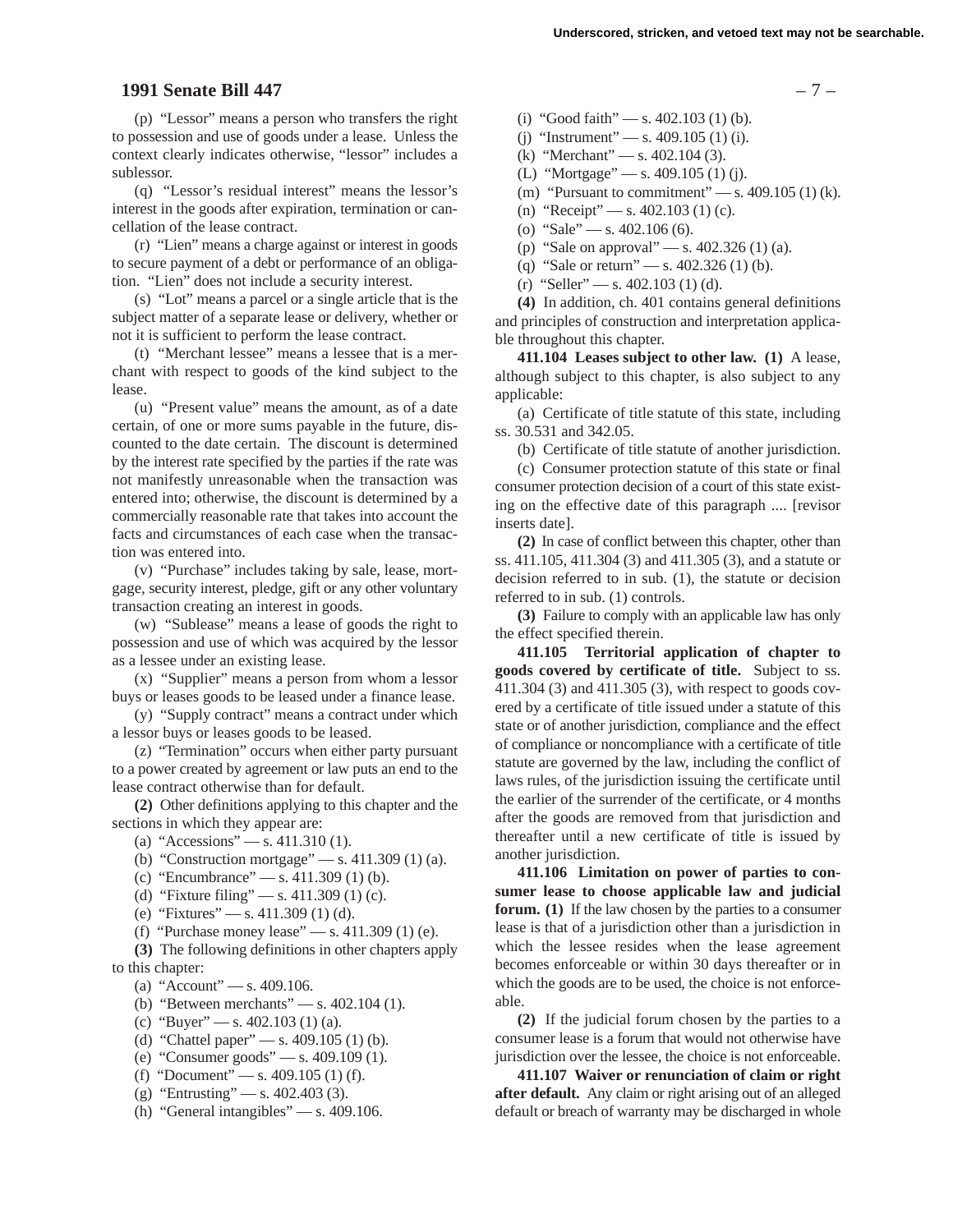(p) "Lessor" means a person who transfers the right to possession and use of goods under a lease. Unless the context clearly indicates otherwise, "lessor" includes a sublessor.

(q) "Lessor's residual interest" means the lessor's interest in the goods after expiration, termination or cancellation of the lease contract.

(r) "Lien" means a charge against or interest in goods to secure payment of a debt or performance of an obligation. "Lien" does not include a security interest.

(s) "Lot" means a parcel or a single article that is the subject matter of a separate lease or delivery, whether or not it is sufficient to perform the lease contract.

(t) "Merchant lessee" means a lessee that is a merchant with respect to goods of the kind subject to the lease.

(u) "Present value" means the amount, as of a date certain, of one or more sums payable in the future, discounted to the date certain. The discount is determined by the interest rate specified by the parties if the rate was not manifestly unreasonable when the transaction was entered into; otherwise, the discount is determined by a commercially reasonable rate that takes into account the facts and circumstances of each case when the transaction was entered into.

(v) "Purchase" includes taking by sale, lease, mortgage, security interest, pledge, gift or any other voluntary transaction creating an interest in goods.

(w) "Sublease" means a lease of goods the right to possession and use of which was acquired by the lessor as a lessee under an existing lease.

(x) "Supplier" means a person from whom a lessor buys or leases goods to be leased under a finance lease.

(y) "Supply contract" means a contract under which a lessor buys or leases goods to be leased.

(z) "Termination" occurs when either party pursuant to a power created by agreement or law puts an end to the lease contract otherwise than for default.

**(2)** Other definitions applying to this chapter and the sections in which they appear are:

(a) "Accessions" — s. 411.310 (1).

(b) "Construction mortgage" — s. 411.309 (1) (a).

(c) "Encumbrance" — s. 411.309 (1) (b).

(d) "Fixture filing" — s. 411.309 (1) (c).

(e) "Fixtures" — s. 411.309 (1) (d).

(f) "Purchase money lease" — s. 411.309 (1) (e).

**(3)** The following definitions in other chapters apply to this chapter:

(a) "Account" — s. 409.106.

(b) "Between merchants" — s. 402.104 (1).

(c) "Buyer" — s. 402.103 (1) (a).

(d) "Chattel paper" — s. 409.105 (1) (b).

(e) "Consumer goods" — s. 409.109 (1).

(f) "Document" — s. 409.105 (1) (f).

(g) "Entrusting" — s. 402.403 (3).

(h) "General intangibles" — s. 409.106.

(i) "Good faith" — s. 402.103 (1) (b).

(j) "Instrument" — s. 409.105 (1) (i).

(k) "Merchant" — s. 402.104 (3).

(L) "Mortgage" — s. 409.105 (1) (j).

(m) "Pursuant to commitment" — s. 409.105 (1) (k).

(n) "Receipt" — s. 402.103 (1) (c).

(o) "Sale" — s. 402.106 (6).

(p) "Sale on approval" — s. 402.326 (1) (a).

(q) "Sale or return" — s. 402.326 (1) (b).

(r) "Seller" — s. 402.103 (1) (d).

**(4)** In addition, ch. 401 contains general definitions and principles of construction and interpretation applicable throughout this chapter.

**411.104 Leases subject to other law. (1)** A lease, although subject to this chapter, is also subject to any applicable:

(a) Certificate of title statute of this state, including ss. 30.531 and 342.05.

(b) Certificate of title statute of another jurisdiction.

(c) Consumer protection statute of this state or final consumer protection decision of a court of this state existing on the effective date of this paragraph .... [revisor inserts date].

**(2)** In case of conflict between this chapter, other than ss. 411.105, 411.304 (3) and 411.305 (3), and a statute or decision referred to in sub. (1), the statute or decision referred to in sub. (1) controls.

**(3)** Failure to comply with an applicable law has only the effect specified therein.

**411.105 Territorial application of chapter to goods covered by certificate of title.** Subject to ss. 411.304 (3) and 411.305 (3), with respect to goods covered by a certificate of title issued under a statute of this state or of another jurisdiction, compliance and the effect of compliance or noncompliance with a certificate of title statute are governed by the law, including the conflict of laws rules, of the jurisdiction issuing the certificate until the earlier of the surrender of the certificate, or 4 months after the goods are removed from that jurisdiction and thereafter until a new certificate of title is issued by another jurisdiction.

**411.106 Limitation on power of parties to consumer lease to choose applicable law and judicial forum. (1)** If the law chosen by the parties to a consumer lease is that of a jurisdiction other than a jurisdiction in which the lessee resides when the lease agreement becomes enforceable or within 30 days thereafter or in which the goods are to be used, the choice is not enforceable.

**(2)** If the judicial forum chosen by the parties to a consumer lease is a forum that would not otherwise have jurisdiction over the lessee, the choice is not enforceable.

**411.107 Waiver or renunciation of claim or right after default.** Any claim or right arising out of an alleged default or breach of warranty may be discharged in whole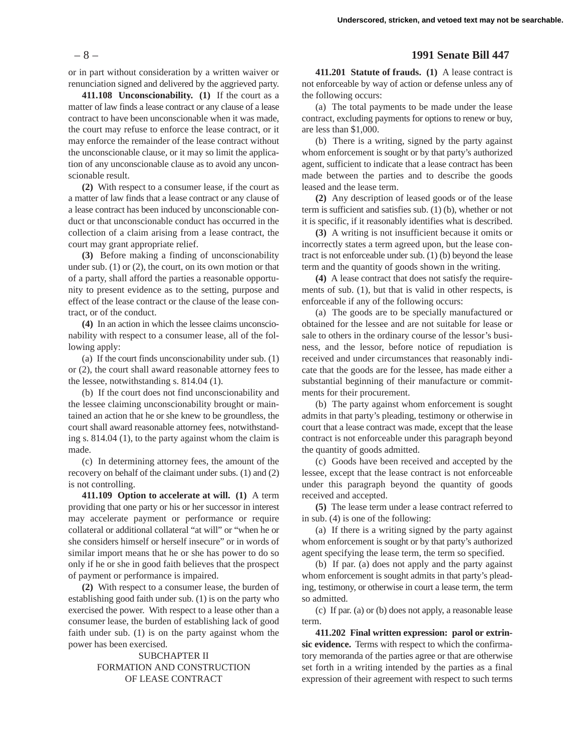or in part without consideration by a written waiver or renunciation signed and delivered by the aggrieved party.

**411.108 Unconscionability. (1)** If the court as a matter of law finds a lease contract or any clause of a lease contract to have been unconscionable when it was made, the court may refuse to enforce the lease contract, or it may enforce the remainder of the lease contract without the unconscionable clause, or it may so limit the application of any unconscionable clause as to avoid any unconscionable result.

**(2)** With respect to a consumer lease, if the court as a matter of law finds that a lease contract or any clause of a lease contract has been induced by unconscionable conduct or that unconscionable conduct has occurred in the collection of a claim arising from a lease contract, the court may grant appropriate relief.

**(3)** Before making a finding of unconscionability under sub. (1) or (2), the court, on its own motion or that of a party, shall afford the parties a reasonable opportunity to present evidence as to the setting, purpose and effect of the lease contract or the clause of the lease contract, or of the conduct.

**(4)** In an action in which the lessee claims unconscionability with respect to a consumer lease, all of the following apply:

(a) If the court finds unconscionability under sub. (1) or (2), the court shall award reasonable attorney fees to the lessee, notwithstanding s. 814.04 (1).

(b) If the court does not find unconscionability and the lessee claiming unconscionability brought or maintained an action that he or she knew to be groundless, the court shall award reasonable attorney fees, notwithstanding s. 814.04 (1), to the party against whom the claim is made.

(c) In determining attorney fees, the amount of the recovery on behalf of the claimant under subs. (1) and (2) is not controlling.

**411.109 Option to accelerate at will. (1)** A term providing that one party or his or her successor in interest may accelerate payment or performance or require collateral or additional collateral "at will" or "when he or she considers himself or herself insecure" or in words of similar import means that he or she has power to do so only if he or she in good faith believes that the prospect of payment or performance is impaired.

**(2)** With respect to a consumer lease, the burden of establishing good faith under sub. (1) is on the party who exercised the power. With respect to a lease other than a consumer lease, the burden of establishing lack of good faith under sub. (1) is on the party against whom the power has been exercised.

SUBCHAPTER II
FORMATION AND CONSTRUCTION
OF LEASE CONTRACT

**411.201 Statute of frauds. (1)** A lease contract is not enforceable by way of action or defense unless any of the following occurs:

(a) The total payments to be made under the lease contract, excluding payments for options to renew or buy, are less than $1,000.

(b) There is a writing, signed by the party against whom enforcement is sought or by that party's authorized agent, sufficient to indicate that a lease contract has been made between the parties and to describe the goods leased and the lease term.

**(2)** Any description of leased goods or of the lease term is sufficient and satisfies sub. (1) (b), whether or not it is specific, if it reasonably identifies what is described.

**(3)** A writing is not insufficient because it omits or incorrectly states a term agreed upon, but the lease contract is not enforceable under sub. (1) (b) beyond the lease term and the quantity of goods shown in the writing.

**(4)** A lease contract that does not satisfy the requirements of sub. (1), but that is valid in other respects, is enforceable if any of the following occurs:

(a) The goods are to be specially manufactured or obtained for the lessee and are not suitable for lease or sale to others in the ordinary course of the lessor's business, and the lessor, before notice of repudiation is received and under circumstances that reasonably indicate that the goods are for the lessee, has made either a substantial beginning of their manufacture or commitments for their procurement.

(b) The party against whom enforcement is sought admits in that party's pleading, testimony or otherwise in court that a lease contract was made, except that the lease contract is not enforceable under this paragraph beyond the quantity of goods admitted.

(c) Goods have been received and accepted by the lessee, except that the lease contract is not enforceable under this paragraph beyond the quantity of goods received and accepted.

**(5)** The lease term under a lease contract referred to in sub. (4) is one of the following:

(a) If there is a writing signed by the party against whom enforcement is sought or by that party's authorized agent specifying the lease term, the term so specified.

(b) If par. (a) does not apply and the party against whom enforcement is sought admits in that party's pleading, testimony, or otherwise in court a lease term, the term so admitted.

(c) If par. (a) or (b) does not apply, a reasonable lease term.

**411.202 Final written expression: parol or extrinsic evidence.** Terms with respect to which the confirmatory memoranda of the parties agree or that are otherwise set forth in a writing intended by the parties as a final expression of their agreement with respect to such terms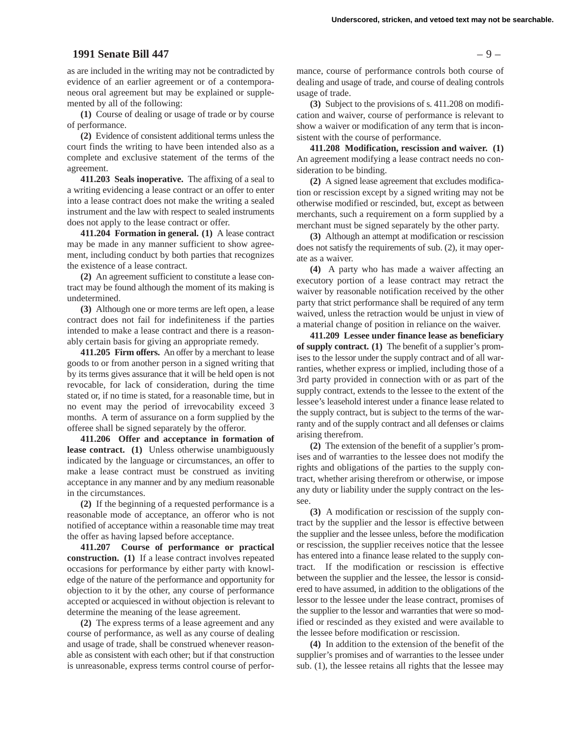as are included in the writing may not be contradicted by evidence of an earlier agreement or of a contemporaneous oral agreement but may be explained or supplemented by all of the following:

**(1)** Course of dealing or usage of trade or by course of performance.

**(2)** Evidence of consistent additional terms unless the court finds the writing to have been intended also as a complete and exclusive statement of the terms of the agreement.

**411.203 Seals inoperative.** The affixing of a seal to a writing evidencing a lease contract or an offer to enter into a lease contract does not make the writing a sealed instrument and the law with respect to sealed instruments does not apply to the lease contract or offer.

**411.204 Formation in general. (1)** A lease contract may be made in any manner sufficient to show agreement, including conduct by both parties that recognizes the existence of a lease contract.

**(2)** An agreement sufficient to constitute a lease contract may be found although the moment of its making is undetermined.

**(3)** Although one or more terms are left open, a lease contract does not fail for indefiniteness if the parties intended to make a lease contract and there is a reasonably certain basis for giving an appropriate remedy.

**411.205 Firm offers.** An offer by a merchant to lease goods to or from another person in a signed writing that by its terms gives assurance that it will be held open is not revocable, for lack of consideration, during the time stated or, if no time is stated, for a reasonable time, but in no event may the period of irrevocability exceed 3 months. A term of assurance on a form supplied by the offeree shall be signed separately by the offeror.

**411.206 Offer and acceptance in formation of lease contract. (1)** Unless otherwise unambiguously indicated by the language or circumstances, an offer to make a lease contract must be construed as inviting acceptance in any manner and by any medium reasonable in the circumstances.

**(2)** If the beginning of a requested performance is a reasonable mode of acceptance, an offeror who is not notified of acceptance within a reasonable time may treat the offer as having lapsed before acceptance.

**411.207 Course of performance or practical construction. (1)** If a lease contract involves repeated occasions for performance by either party with knowledge of the nature of the performance and opportunity for objection to it by the other, any course of performance accepted or acquiesced in without objection is relevant to determine the meaning of the lease agreement.

**(2)** The express terms of a lease agreement and any course of performance, as well as any course of dealing and usage of trade, shall be construed whenever reasonable as consistent with each other; but if that construction is unreasonable, express terms control course of performance, course of performance controls both course of dealing and usage of trade, and course of dealing controls usage of trade.

**(3)** Subject to the provisions of s. 411.208 on modification and waiver, course of performance is relevant to show a waiver or modification of any term that is inconsistent with the course of performance.

**411.208 Modification, rescission and waiver. (1)** An agreement modifying a lease contract needs no consideration to be binding.

**(2)** A signed lease agreement that excludes modification or rescission except by a signed writing may not be otherwise modified or rescinded, but, except as between merchants, such a requirement on a form supplied by a merchant must be signed separately by the other party.

**(3)** Although an attempt at modification or rescission does not satisfy the requirements of sub. (2), it may operate as a waiver.

**(4)** A party who has made a waiver affecting an executory portion of a lease contract may retract the waiver by reasonable notification received by the other party that strict performance shall be required of any term waived, unless the retraction would be unjust in view of a material change of position in reliance on the waiver.

**411.209 Lessee under finance lease as beneficiary of supply contract. (1)** The benefit of a supplier's promises to the lessor under the supply contract and of all warranties, whether express or implied, including those of a 3rd party provided in connection with or as part of the supply contract, extends to the lessee to the extent of the lessee's leasehold interest under a finance lease related to the supply contract, but is subject to the terms of the warranty and of the supply contract and all defenses or claims arising therefrom.

**(2)** The extension of the benefit of a supplier's promises and of warranties to the lessee does not modify the rights and obligations of the parties to the supply contract, whether arising therefrom or otherwise, or impose any duty or liability under the supply contract on the lessee.

**(3)** A modification or rescission of the supply contract by the supplier and the lessor is effective between the supplier and the lessee unless, before the modification or rescission, the supplier receives notice that the lessee has entered into a finance lease related to the supply contract. If the modification or rescission is effective between the supplier and the lessee, the lessor is considered to have assumed, in addition to the obligations of the lessor to the lessee under the lease contract, promises of the supplier to the lessor and warranties that were so modified or rescinded as they existed and were available to the lessee before modification or rescission.

**(4)** In addition to the extension of the benefit of the supplier's promises and of warranties to the lessee under sub. (1), the lessee retains all rights that the lessee may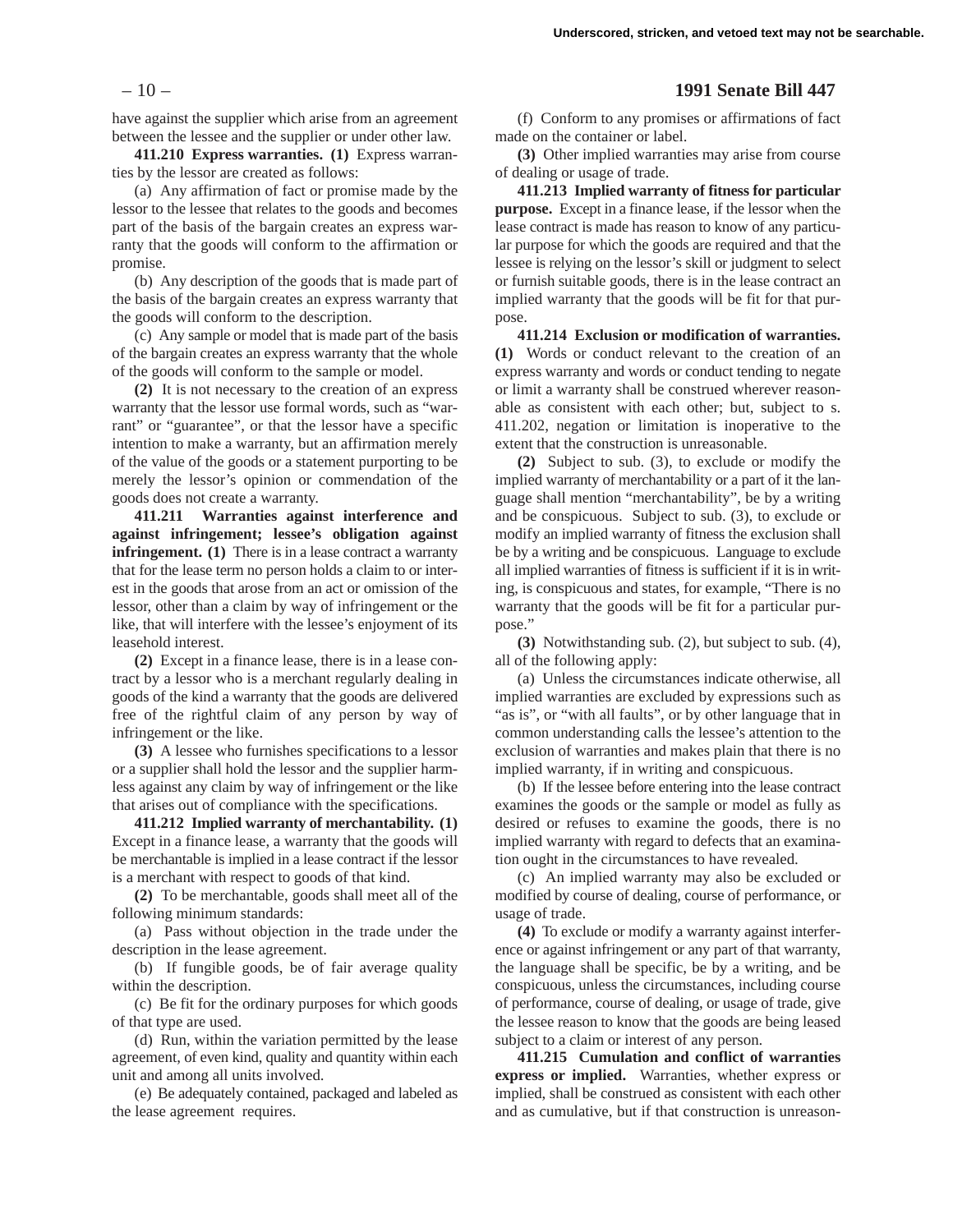have against the supplier which arise from an agreement between the lessee and the supplier or under other law.

**411.210 Express warranties. (1)** Express warranties by the lessor are created as follows:

(a) Any affirmation of fact or promise made by the lessor to the lessee that relates to the goods and becomes part of the basis of the bargain creates an express warranty that the goods will conform to the affirmation or promise.

(b) Any description of the goods that is made part of the basis of the bargain creates an express warranty that the goods will conform to the description.

(c) Any sample or model that is made part of the basis of the bargain creates an express warranty that the whole of the goods will conform to the sample or model.

**(2)** It is not necessary to the creation of an express warranty that the lessor use formal words, such as "warrant" or "guarantee", or that the lessor have a specific intention to make a warranty, but an affirmation merely of the value of the goods or a statement purporting to be merely the lessor's opinion or commendation of the goods does not create a warranty.

**411.211 Warranties against interference and against infringement; lessee's obligation against infringement. (1)** There is in a lease contract a warranty that for the lease term no person holds a claim to or interest in the goods that arose from an act or omission of the lessor, other than a claim by way of infringement or the like, that will interfere with the lessee's enjoyment of its leasehold interest.

**(2)** Except in a finance lease, there is in a lease contract by a lessor who is a merchant regularly dealing in goods of the kind a warranty that the goods are delivered free of the rightful claim of any person by way of infringement or the like.

**(3)** A lessee who furnishes specifications to a lessor or a supplier shall hold the lessor and the supplier harmless against any claim by way of infringement or the like that arises out of compliance with the specifications.

**411.212 Implied warranty of merchantability. (1)** Except in a finance lease, a warranty that the goods will be merchantable is implied in a lease contract if the lessor is a merchant with respect to goods of that kind.

**(2)** To be merchantable, goods shall meet all of the following minimum standards:

(a) Pass without objection in the trade under the description in the lease agreement.

(b) If fungible goods, be of fair average quality within the description.

(c) Be fit for the ordinary purposes for which goods of that type are used.

(d) Run, within the variation permitted by the lease agreement, of even kind, quality and quantity within each unit and among all units involved.

(e) Be adequately contained, packaged and labeled as the lease agreement requires.

(f) Conform to any promises or affirmations of fact made on the container or label.

**(3)** Other implied warranties may arise from course of dealing or usage of trade.

**411.213 Implied warranty of fitness for particular purpose.** Except in a finance lease, if the lessor when the lease contract is made has reason to know of any particular purpose for which the goods are required and that the lessee is relying on the lessor's skill or judgment to select or furnish suitable goods, there is in the lease contract an implied warranty that the goods will be fit for that purpose.

**411.214 Exclusion or modification of warranties. (1)** Words or conduct relevant to the creation of an express warranty and words or conduct tending to negate or limit a warranty shall be construed wherever reasonable as consistent with each other; but, subject to s. 411.202, negation or limitation is inoperative to the extent that the construction is unreasonable.

**(2)** Subject to sub. (3), to exclude or modify the implied warranty of merchantability or a part of it the language shall mention "merchantability", be by a writing and be conspicuous. Subject to sub. (3), to exclude or modify an implied warranty of fitness the exclusion shall be by a writing and be conspicuous. Language to exclude all implied warranties of fitness is sufficient if it is in writing, is conspicuous and states, for example, "There is no warranty that the goods will be fit for a particular purpose."

**(3)** Notwithstanding sub. (2), but subject to sub. (4), all of the following apply:

(a) Unless the circumstances indicate otherwise, all implied warranties are excluded by expressions such as "as is", or "with all faults", or by other language that in common understanding calls the lessee's attention to the exclusion of warranties and makes plain that there is no implied warranty, if in writing and conspicuous.

(b) If the lessee before entering into the lease contract examines the goods or the sample or model as fully as desired or refuses to examine the goods, there is no implied warranty with regard to defects that an examination ought in the circumstances to have revealed.

(c) An implied warranty may also be excluded or modified by course of dealing, course of performance, or usage of trade.

**(4)** To exclude or modify a warranty against interference or against infringement or any part of that warranty, the language shall be specific, be by a writing, and be conspicuous, unless the circumstances, including course of performance, course of dealing, or usage of trade, give the lessee reason to know that the goods are being leased subject to a claim or interest of any person.

**411.215 Cumulation and conflict of warranties express or implied.** Warranties, whether express or implied, shall be construed as consistent with each other and as cumulative, but if that construction is unreason-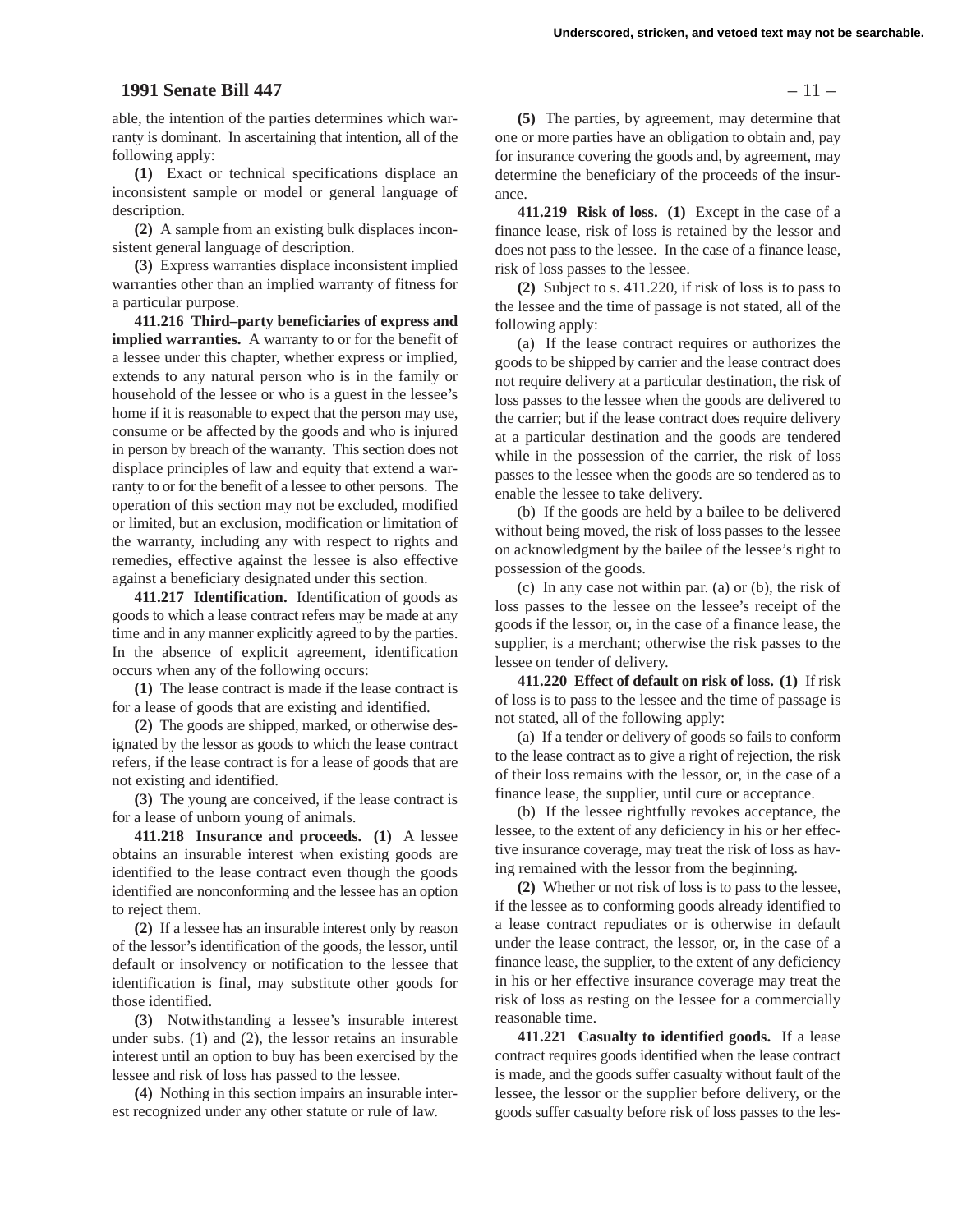able, the intention of the parties determines which warranty is dominant. In ascertaining that intention, all of the following apply:

**(1)** Exact or technical specifications displace an inconsistent sample or model or general language of description.

**(2)** A sample from an existing bulk displaces inconsistent general language of description.

**(3)** Express warranties displace inconsistent implied warranties other than an implied warranty of fitness for a particular purpose.

**411.216 Third–party beneficiaries of express and implied warranties.** A warranty to or for the benefit of a lessee under this chapter, whether express or implied, extends to any natural person who is in the family or household of the lessee or who is a guest in the lessee's home if it is reasonable to expect that the person may use, consume or be affected by the goods and who is injured in person by breach of the warranty. This section does not displace principles of law and equity that extend a warranty to or for the benefit of a lessee to other persons. The operation of this section may not be excluded, modified or limited, but an exclusion, modification or limitation of the warranty, including any with respect to rights and remedies, effective against the lessee is also effective against a beneficiary designated under this section.

**411.217 Identification.** Identification of goods as goods to which a lease contract refers may be made at any time and in any manner explicitly agreed to by the parties. In the absence of explicit agreement, identification occurs when any of the following occurs:

**(1)** The lease contract is made if the lease contract is for a lease of goods that are existing and identified.

**(2)** The goods are shipped, marked, or otherwise designated by the lessor as goods to which the lease contract refers, if the lease contract is for a lease of goods that are not existing and identified.

**(3)** The young are conceived, if the lease contract is for a lease of unborn young of animals.

**411.218 Insurance and proceeds. (1)** A lessee obtains an insurable interest when existing goods are identified to the lease contract even though the goods identified are nonconforming and the lessee has an option to reject them.

**(2)** If a lessee has an insurable interest only by reason of the lessor's identification of the goods, the lessor, until default or insolvency or notification to the lessee that identification is final, may substitute other goods for those identified.

**(3)** Notwithstanding a lessee's insurable interest under subs. (1) and (2), the lessor retains an insurable interest until an option to buy has been exercised by the lessee and risk of loss has passed to the lessee.

**(4)** Nothing in this section impairs an insurable interest recognized under any other statute or rule of law.

**(5)** The parties, by agreement, may determine that one or more parties have an obligation to obtain and, pay for insurance covering the goods and, by agreement, may determine the beneficiary of the proceeds of the insurance.

**411.219 Risk of loss. (1)** Except in the case of a finance lease, risk of loss is retained by the lessor and does not pass to the lessee. In the case of a finance lease, risk of loss passes to the lessee.

**(2)** Subject to s. 411.220, if risk of loss is to pass to the lessee and the time of passage is not stated, all of the following apply:

(a) If the lease contract requires or authorizes the goods to be shipped by carrier and the lease contract does not require delivery at a particular destination, the risk of loss passes to the lessee when the goods are delivered to the carrier; but if the lease contract does require delivery at a particular destination and the goods are tendered while in the possession of the carrier, the risk of loss passes to the lessee when the goods are so tendered as to enable the lessee to take delivery.

(b) If the goods are held by a bailee to be delivered without being moved, the risk of loss passes to the lessee on acknowledgment by the bailee of the lessee's right to possession of the goods.

(c) In any case not within par. (a) or (b), the risk of loss passes to the lessee on the lessee's receipt of the goods if the lessor, or, in the case of a finance lease, the supplier, is a merchant; otherwise the risk passes to the lessee on tender of delivery.

**411.220 Effect of default on risk of loss. (1)** If risk of loss is to pass to the lessee and the time of passage is not stated, all of the following apply:

(a) If a tender or delivery of goods so fails to conform to the lease contract as to give a right of rejection, the risk of their loss remains with the lessor, or, in the case of a finance lease, the supplier, until cure or acceptance.

(b) If the lessee rightfully revokes acceptance, the lessee, to the extent of any deficiency in his or her effective insurance coverage, may treat the risk of loss as having remained with the lessor from the beginning.

**(2)** Whether or not risk of loss is to pass to the lessee, if the lessee as to conforming goods already identified to a lease contract repudiates or is otherwise in default under the lease contract, the lessor, or, in the case of a finance lease, the supplier, to the extent of any deficiency in his or her effective insurance coverage may treat the risk of loss as resting on the lessee for a commercially reasonable time.

**411.221 Casualty to identified goods.** If a lease contract requires goods identified when the lease contract is made, and the goods suffer casualty without fault of the lessee, the lessor or the supplier before delivery, or the goods suffer casualty before risk of loss passes to the les-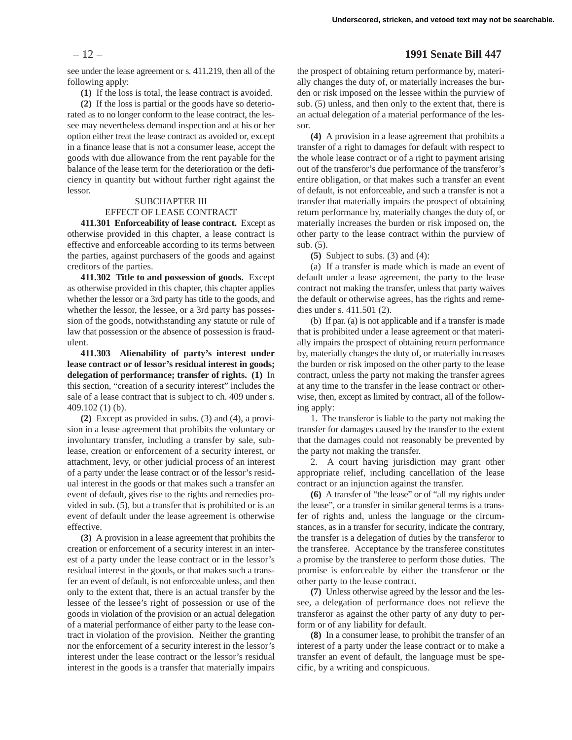see under the lease agreement or s. 411.219, then all of the following apply:

**(1)** If the loss is total, the lease contract is avoided.

**(2)** If the loss is partial or the goods have so deteriorated as to no longer conform to the lease contract, the lessee may nevertheless demand inspection and at his or her option either treat the lease contract as avoided or, except in a finance lease that is not a consumer lease, accept the goods with due allowance from the rent payable for the balance of the lease term for the deterioration or the deficiency in quantity but without further right against the lessor.

SUBCHAPTER III
EFFECT OF LEASE CONTRACT

**411.301 Enforceability of lease contract.** Except as otherwise provided in this chapter, a lease contract is effective and enforceable according to its terms between the parties, against purchasers of the goods and against creditors of the parties.

**411.302 Title to and possession of goods.** Except as otherwise provided in this chapter, this chapter applies whether the lessor or a 3rd party has title to the goods, and whether the lessor, the lessee, or a 3rd party has possession of the goods, notwithstanding any statute or rule of law that possession or the absence of possession is fraudulent.

**411.303 Alienability of party's interest under lease contract or of lessor's residual interest in goods; delegation of performance; transfer of rights. (1)** In this section, "creation of a security interest" includes the sale of a lease contract that is subject to ch. 409 under s. 409.102 (1) (b).

**(2)** Except as provided in subs. (3) and (4), a provision in a lease agreement that prohibits the voluntary or involuntary transfer, including a transfer by sale, sublease, creation or enforcement of a security interest, or attachment, levy, or other judicial process of an interest of a party under the lease contract or of the lessor's residual interest in the goods or that makes such a transfer an event of default, gives rise to the rights and remedies provided in sub. (5), but a transfer that is prohibited or is an event of default under the lease agreement is otherwise effective.

**(3)** A provision in a lease agreement that prohibits the creation or enforcement of a security interest in an interest of a party under the lease contract or in the lessor's residual interest in the goods, or that makes such a transfer an event of default, is not enforceable unless, and then only to the extent that, there is an actual transfer by the lessee of the lessee's right of possession or use of the goods in violation of the provision or an actual delegation of a material performance of either party to the lease contract in violation of the provision. Neither the granting nor the enforcement of a security interest in the lessor's interest under the lease contract or the lessor's residual interest in the goods is a transfer that materially impairs the prospect of obtaining return performance by, materially changes the duty of, or materially increases the burden or risk imposed on the lessee within the purview of sub. (5) unless, and then only to the extent that, there is an actual delegation of a material performance of the lessor.

**(4)** A provision in a lease agreement that prohibits a transfer of a right to damages for default with respect to the whole lease contract or of a right to payment arising out of the transferor's due performance of the transferor's entire obligation, or that makes such a transfer an event of default, is not enforceable, and such a transfer is not a transfer that materially impairs the prospect of obtaining return performance by, materially changes the duty of, or materially increases the burden or risk imposed on, the other party to the lease contract within the purview of sub. (5).

**(5)** Subject to subs. (3) and (4):

(a) If a transfer is made which is made an event of default under a lease agreement, the party to the lease contract not making the transfer, unless that party waives the default or otherwise agrees, has the rights and remedies under s. 411.501 (2).

(b) If par. (a) is not applicable and if a transfer is made that is prohibited under a lease agreement or that materially impairs the prospect of obtaining return performance by, materially changes the duty of, or materially increases the burden or risk imposed on the other party to the lease contract, unless the party not making the transfer agrees at any time to the transfer in the lease contract or otherwise, then, except as limited by contract, all of the following apply:

1. The transferor is liable to the party not making the transfer for damages caused by the transfer to the extent that the damages could not reasonably be prevented by the party not making the transfer.

2. A court having jurisdiction may grant other appropriate relief, including cancellation of the lease contract or an injunction against the transfer.

**(6)** A transfer of "the lease" or of "all my rights under the lease", or a transfer in similar general terms is a transfer of rights and, unless the language or the circumstances, as in a transfer for security, indicate the contrary, the transfer is a delegation of duties by the transferor to the transferee. Acceptance by the transferee constitutes a promise by the transferee to perform those duties. The promise is enforceable by either the transferor or the other party to the lease contract.

**(7)** Unless otherwise agreed by the lessor and the lessee, a delegation of performance does not relieve the transferor as against the other party of any duty to perform or of any liability for default.

**(8)** In a consumer lease, to prohibit the transfer of an interest of a party under the lease contract or to make a transfer an event of default, the language must be specific, by a writing and conspicuous.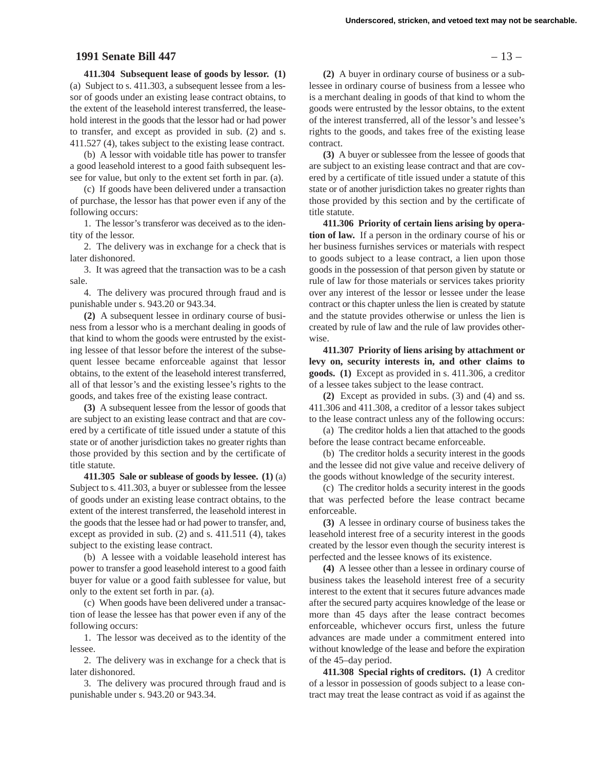**411.304 Subsequent lease of goods by lessor.** **(1)** (a) Subject to s. 411.303, a subsequent lessee from a lessor of goods under an existing lease contract obtains, to the extent of the leasehold interest transferred, the leasehold interest in the goods that the lessor had or had power to transfer, and except as provided in sub. (2) and s. 411.527 (4), takes subject to the existing lease contract.

(b) A lessor with voidable title has power to transfer a good leasehold interest to a good faith subsequent lessee for value, but only to the extent set forth in par. (a).

(c) If goods have been delivered under a transaction of purchase, the lessor has that power even if any of the following occurs:

1. The lessor's transferor was deceived as to the identity of the lessor.

2. The delivery was in exchange for a check that is later dishonored.

3. It was agreed that the transaction was to be a cash sale.

4. The delivery was procured through fraud and is punishable under s. 943.20 or 943.34.

**(2)** A subsequent lessee in ordinary course of business from a lessor who is a merchant dealing in goods of that kind to whom the goods were entrusted by the existing lessee of that lessor before the interest of the subsequent lessee became enforceable against that lessor obtains, to the extent of the leasehold interest transferred, all of that lessor's and the existing lessee's rights to the goods, and takes free of the existing lease contract.

**(3)** A subsequent lessee from the lessor of goods that are subject to an existing lease contract and that are covered by a certificate of title issued under a statute of this state or of another jurisdiction takes no greater rights than those provided by this section and by the certificate of title statute.

**411.305 Sale or sublease of goods by lessee.** **(1)** (a) Subject to s. 411.303, a buyer or sublessee from the lessee of goods under an existing lease contract obtains, to the extent of the interest transferred, the leasehold interest in the goods that the lessee had or had power to transfer, and, except as provided in sub. (2) and s. 411.511 (4), takes subject to the existing lease contract.

(b) A lessee with a voidable leasehold interest has power to transfer a good leasehold interest to a good faith buyer for value or a good faith sublessee for value, but only to the extent set forth in par. (a).

(c) When goods have been delivered under a transaction of lease the lessee has that power even if any of the following occurs:

1. The lessor was deceived as to the identity of the lessee.

2. The delivery was in exchange for a check that is later dishonored.

3. The delivery was procured through fraud and is punishable under s. 943.20 or 943.34.

**(2)** A buyer in ordinary course of business or a sublessee in ordinary course of business from a lessee who is a merchant dealing in goods of that kind to whom the goods were entrusted by the lessor obtains, to the extent of the interest transferred, all of the lessor's and lessee's rights to the goods, and takes free of the existing lease contract.

**(3)** A buyer or sublessee from the lessee of goods that are subject to an existing lease contract and that are covered by a certificate of title issued under a statute of this state or of another jurisdiction takes no greater rights than those provided by this section and by the certificate of title statute.

**411.306 Priority of certain liens arising by operation of law.** If a person in the ordinary course of his or her business furnishes services or materials with respect to goods subject to a lease contract, a lien upon those goods in the possession of that person given by statute or rule of law for those materials or services takes priority over any interest of the lessor or lessee under the lease contract or this chapter unless the lien is created by statute and the statute provides otherwise or unless the lien is created by rule of law and the rule of law provides otherwise.

**411.307 Priority of liens arising by attachment or levy on, security interests in, and other claims to goods.** **(1)** Except as provided in s. 411.306, a creditor of a lessee takes subject to the lease contract.

**(2)** Except as provided in subs. (3) and (4) and ss. 411.306 and 411.308, a creditor of a lessor takes subject to the lease contract unless any of the following occurs:

(a) The creditor holds a lien that attached to the goods before the lease contract became enforceable.

(b) The creditor holds a security interest in the goods and the lessee did not give value and receive delivery of the goods without knowledge of the security interest.

(c) The creditor holds a security interest in the goods that was perfected before the lease contract became enforceable.

**(3)** A lessee in ordinary course of business takes the leasehold interest free of a security interest in the goods created by the lessor even though the security interest is perfected and the lessee knows of its existence.

**(4)** A lessee other than a lessee in ordinary course of business takes the leasehold interest free of a security interest to the extent that it secures future advances made after the secured party acquires knowledge of the lease or more than 45 days after the lease contract becomes enforceable, whichever occurs first, unless the future advances are made under a commitment entered into without knowledge of the lease and before the expiration of the 45–day period.

**411.308 Special rights of creditors.** **(1)** A creditor of a lessor in possession of goods subject to a lease contract may treat the lease contract as void if as against the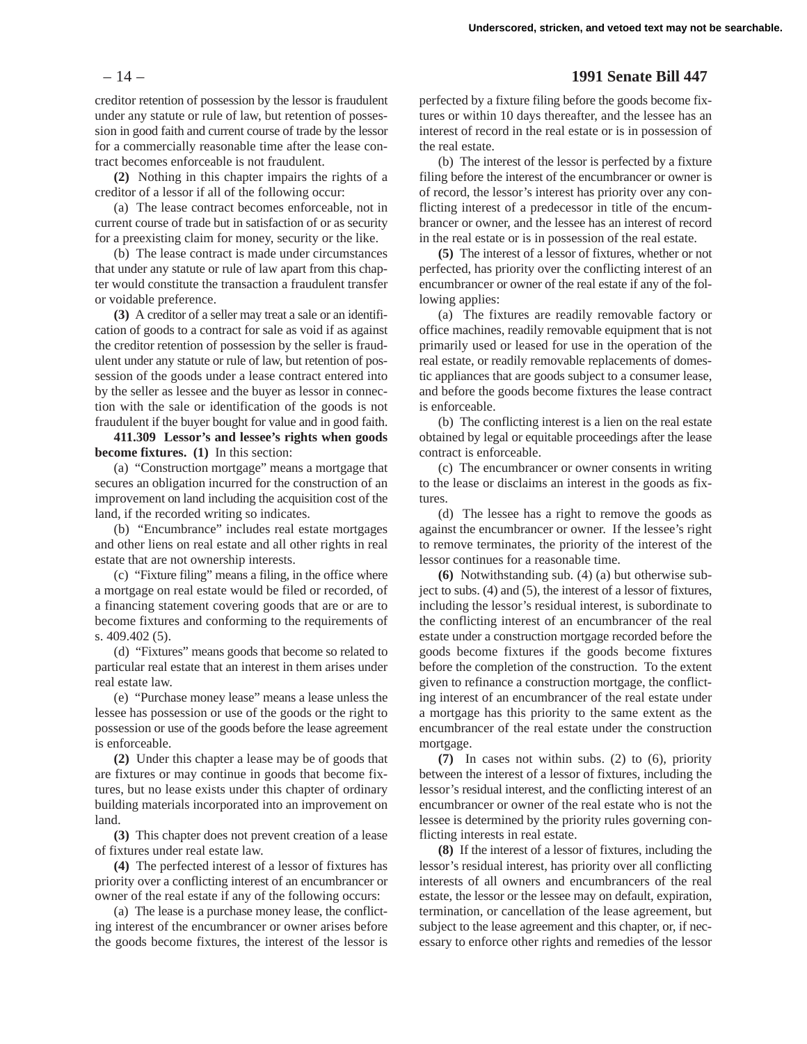creditor retention of possession by the lessor is fraudulent under any statute or rule of law, but retention of possession in good faith and current course of trade by the lessor for a commercially reasonable time after the lease contract becomes enforceable is not fraudulent.

**(2)** Nothing in this chapter impairs the rights of a creditor of a lessor if all of the following occur:

(a) The lease contract becomes enforceable, not in current course of trade but in satisfaction of or as security for a preexisting claim for money, security or the like.

(b) The lease contract is made under circumstances that under any statute or rule of law apart from this chapter would constitute the transaction a fraudulent transfer or voidable preference.

**(3)** A creditor of a seller may treat a sale or an identification of goods to a contract for sale as void if as against the creditor retention of possession by the seller is fraudulent under any statute or rule of law, but retention of possession of the goods under a lease contract entered into by the seller as lessee and the buyer as lessor in connection with the sale or identification of the goods is not fraudulent if the buyer bought for value and in good faith.

**411.309 Lessor's and lessee's rights when goods become fixtures. (1)** In this section:

(a) "Construction mortgage" means a mortgage that secures an obligation incurred for the construction of an improvement on land including the acquisition cost of the land, if the recorded writing so indicates.

(b) "Encumbrance" includes real estate mortgages and other liens on real estate and all other rights in real estate that are not ownership interests.

(c) "Fixture filing" means a filing, in the office where a mortgage on real estate would be filed or recorded, of a financing statement covering goods that are or are to become fixtures and conforming to the requirements of s. 409.402 (5).

(d) "Fixtures" means goods that become so related to particular real estate that an interest in them arises under real estate law.

(e) "Purchase money lease" means a lease unless the lessee has possession or use of the goods or the right to possession or use of the goods before the lease agreement is enforceable.

**(2)** Under this chapter a lease may be of goods that are fixtures or may continue in goods that become fixtures, but no lease exists under this chapter of ordinary building materials incorporated into an improvement on land.

**(3)** This chapter does not prevent creation of a lease of fixtures under real estate law.

**(4)** The perfected interest of a lessor of fixtures has priority over a conflicting interest of an encumbrancer or owner of the real estate if any of the following occurs:

(a) The lease is a purchase money lease, the conflicting interest of the encumbrancer or owner arises before the goods become fixtures, the interest of the lessor is perfected by a fixture filing before the goods become fixtures or within 10 days thereafter, and the lessee has an interest of record in the real estate or is in possession of the real estate.

(b) The interest of the lessor is perfected by a fixture filing before the interest of the encumbrancer or owner is of record, the lessor's interest has priority over any conflicting interest of a predecessor in title of the encumbrancer or owner, and the lessee has an interest of record in the real estate or is in possession of the real estate.

**(5)** The interest of a lessor of fixtures, whether or not perfected, has priority over the conflicting interest of an encumbrancer or owner of the real estate if any of the following applies:

(a) The fixtures are readily removable factory or office machines, readily removable equipment that is not primarily used or leased for use in the operation of the real estate, or readily removable replacements of domestic appliances that are goods subject to a consumer lease, and before the goods become fixtures the lease contract is enforceable.

(b) The conflicting interest is a lien on the real estate obtained by legal or equitable proceedings after the lease contract is enforceable.

(c) The encumbrancer or owner consents in writing to the lease or disclaims an interest in the goods as fixtures.

(d) The lessee has a right to remove the goods as against the encumbrancer or owner. If the lessee's right to remove terminates, the priority of the interest of the lessor continues for a reasonable time.

**(6)** Notwithstanding sub. (4) (a) but otherwise subject to subs. (4) and (5), the interest of a lessor of fixtures, including the lessor's residual interest, is subordinate to the conflicting interest of an encumbrancer of the real estate under a construction mortgage recorded before the goods become fixtures if the goods become fixtures before the completion of the construction. To the extent given to refinance a construction mortgage, the conflicting interest of an encumbrancer of the real estate under a mortgage has this priority to the same extent as the encumbrancer of the real estate under the construction mortgage.

**(7)** In cases not within subs. (2) to (6), priority between the interest of a lessor of fixtures, including the lessor's residual interest, and the conflicting interest of an encumbrancer or owner of the real estate who is not the lessee is determined by the priority rules governing conflicting interests in real estate.

**(8)** If the interest of a lessor of fixtures, including the lessor's residual interest, has priority over all conflicting interests of all owners and encumbrancers of the real estate, the lessor or the lessee may on default, expiration, termination, or cancellation of the lease agreement, but subject to the lease agreement and this chapter, or, if necessary to enforce other rights and remedies of the lessor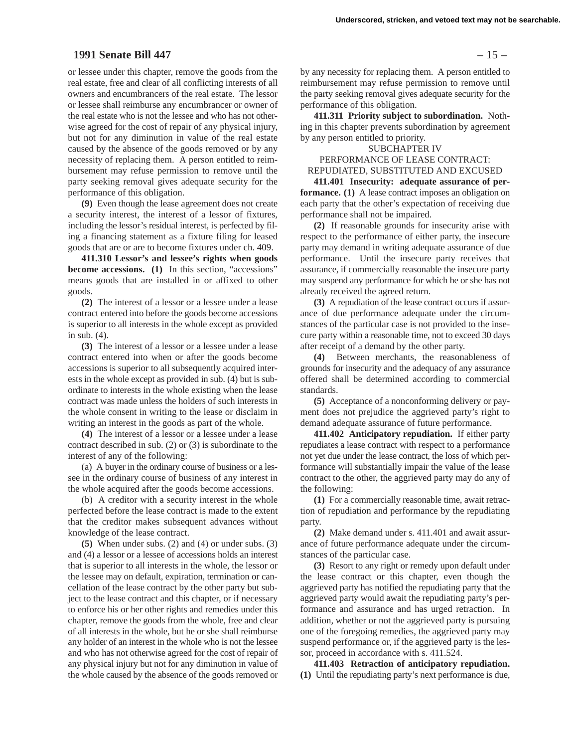or lessee under this chapter, remove the goods from the real estate, free and clear of all conflicting interests of all owners and encumbrancers of the real estate. The lessor or lessee shall reimburse any encumbrancer or owner of the real estate who is not the lessee and who has not otherwise agreed for the cost of repair of any physical injury, but not for any diminution in value of the real estate caused by the absence of the goods removed or by any necessity of replacing them. A person entitled to reimbursement may refuse permission to remove until the party seeking removal gives adequate security for the performance of this obligation.

**(9)** Even though the lease agreement does not create a security interest, the interest of a lessor of fixtures, including the lessor's residual interest, is perfected by filing a financing statement as a fixture filing for leased goods that are or are to become fixtures under ch. 409.

**411.310 Lessor's and lessee's rights when goods become accessions.** **(1)** In this section, "accessions" means goods that are installed in or affixed to other goods.

**(2)** The interest of a lessor or a lessee under a lease contract entered into before the goods become accessions is superior to all interests in the whole except as provided in sub. (4).

**(3)** The interest of a lessor or a lessee under a lease contract entered into when or after the goods become accessions is superior to all subsequently acquired interests in the whole except as provided in sub. (4) but is subordinate to interests in the whole existing when the lease contract was made unless the holders of such interests in the whole consent in writing to the lease or disclaim in writing an interest in the goods as part of the whole.

**(4)** The interest of a lessor or a lessee under a lease contract described in sub. (2) or (3) is subordinate to the interest of any of the following:

(a) A buyer in the ordinary course of business or a lessee in the ordinary course of business of any interest in the whole acquired after the goods become accessions.

(b) A creditor with a security interest in the whole perfected before the lease contract is made to the extent that the creditor makes subsequent advances without knowledge of the lease contract.

**(5)** When under subs. (2) and (4) or under subs. (3) and (4) a lessor or a lessee of accessions holds an interest that is superior to all interests in the whole, the lessor or the lessee may on default, expiration, termination or cancellation of the lease contract by the other party but subject to the lease contract and this chapter, or if necessary to enforce his or her other rights and remedies under this chapter, remove the goods from the whole, free and clear of all interests in the whole, but he or she shall reimburse any holder of an interest in the whole who is not the lessee and who has not otherwise agreed for the cost of repair of any physical injury but not for any diminution in value of the whole caused by the absence of the goods removed or by any necessity for replacing them. A person entitled to reimbursement may refuse permission to remove until the party seeking removal gives adequate security for the performance of this obligation.

**411.311 Priority subject to subordination.** Nothing in this chapter prevents subordination by agreement by any person entitled to priority.

SUBCHAPTER IV
PERFORMANCE OF LEASE CONTRACT:
REPUDIATED, SUBSTITUTED AND EXCUSED

**411.401 Insecurity: adequate assurance of performance.** **(1)** A lease contract imposes an obligation on each party that the other's expectation of receiving due performance shall not be impaired.

**(2)** If reasonable grounds for insecurity arise with respect to the performance of either party, the insecure party may demand in writing adequate assurance of due performance. Until the insecure party receives that assurance, if commercially reasonable the insecure party may suspend any performance for which he or she has not already received the agreed return.

**(3)** A repudiation of the lease contract occurs if assurance of due performance adequate under the circumstances of the particular case is not provided to the insecure party within a reasonable time, not to exceed 30 days after receipt of a demand by the other party.

**(4)** Between merchants, the reasonableness of grounds for insecurity and the adequacy of any assurance offered shall be determined according to commercial standards.

**(5)** Acceptance of a nonconforming delivery or payment does not prejudice the aggrieved party's right to demand adequate assurance of future performance.

**411.402 Anticipatory repudiation.** If either party repudiates a lease contract with respect to a performance not yet due under the lease contract, the loss of which performance will substantially impair the value of the lease contract to the other, the aggrieved party may do any of the following:

**(1)** For a commercially reasonable time, await retraction of repudiation and performance by the repudiating party.

**(2)** Make demand under s. 411.401 and await assurance of future performance adequate under the circumstances of the particular case.

**(3)** Resort to any right or remedy upon default under the lease contract or this chapter, even though the aggrieved party has notified the repudiating party that the aggrieved party would await the repudiating party's performance and assurance and has urged retraction. In addition, whether or not the aggrieved party is pursuing one of the foregoing remedies, the aggrieved party may suspend performance or, if the aggrieved party is the lessor, proceed in accordance with s. 411.524.

**411.403 Retraction of anticipatory repudiation.** **(1)** Until the repudiating party's next performance is due,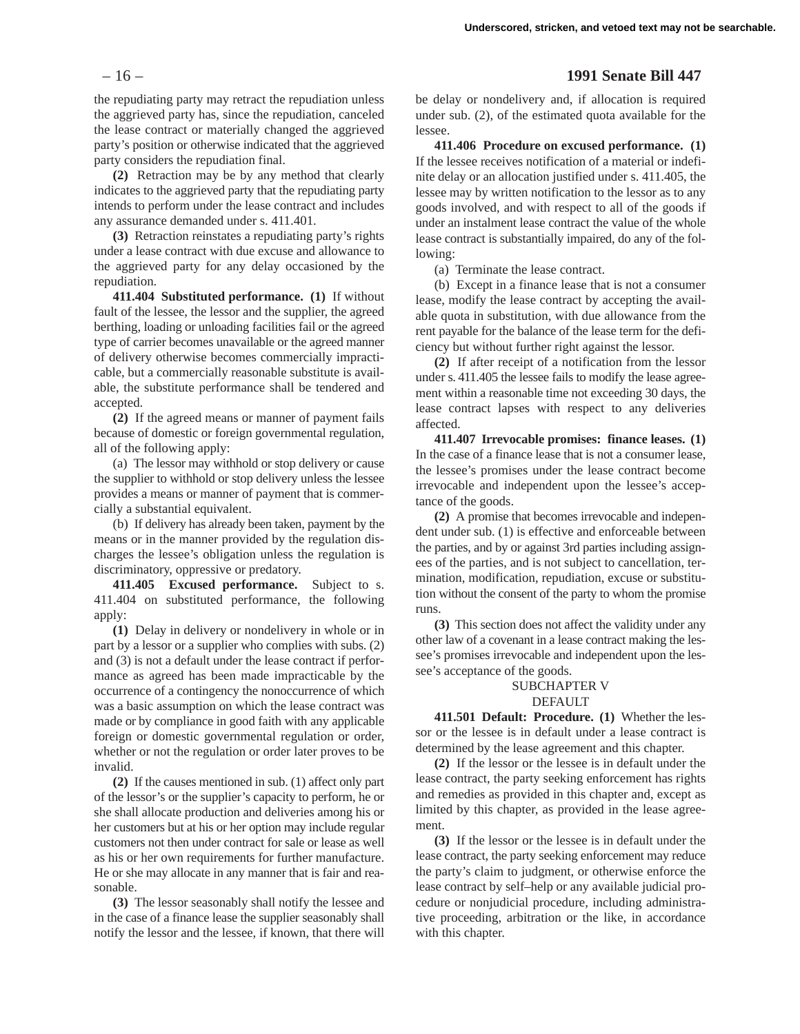the repudiating party may retract the repudiation unless the aggrieved party has, since the repudiation, canceled the lease contract or materially changed the aggrieved party's position or otherwise indicated that the aggrieved party considers the repudiation final.

**(2)** Retraction may be by any method that clearly indicates to the aggrieved party that the repudiating party intends to perform under the lease contract and includes any assurance demanded under s. 411.401.

**(3)** Retraction reinstates a repudiating party's rights under a lease contract with due excuse and allowance to the aggrieved party for any delay occasioned by the repudiation.

**411.404 Substituted performance. (1)** If without fault of the lessee, the lessor and the supplier, the agreed berthing, loading or unloading facilities fail or the agreed type of carrier becomes unavailable or the agreed manner of delivery otherwise becomes commercially impracticable, but a commercially reasonable substitute is available, the substitute performance shall be tendered and accepted.

**(2)** If the agreed means or manner of payment fails because of domestic or foreign governmental regulation, all of the following apply:

(a) The lessor may withhold or stop delivery or cause the supplier to withhold or stop delivery unless the lessee provides a means or manner of payment that is commercially a substantial equivalent.

(b) If delivery has already been taken, payment by the means or in the manner provided by the regulation discharges the lessee's obligation unless the regulation is discriminatory, oppressive or predatory.

**411.405 Excused performance.** Subject to s. 411.404 on substituted performance, the following apply:

**(1)** Delay in delivery or nondelivery in whole or in part by a lessor or a supplier who complies with subs. (2) and (3) is not a default under the lease contract if performance as agreed has been made impracticable by the occurrence of a contingency the nonoccurrence of which was a basic assumption on which the lease contract was made or by compliance in good faith with any applicable foreign or domestic governmental regulation or order, whether or not the regulation or order later proves to be invalid.

**(2)** If the causes mentioned in sub. (1) affect only part of the lessor's or the supplier's capacity to perform, he or she shall allocate production and deliveries among his or her customers but at his or her option may include regular customers not then under contract for sale or lease as well as his or her own requirements for further manufacture. He or she may allocate in any manner that is fair and reasonable.

**(3)** The lessor seasonably shall notify the lessee and in the case of a finance lease the supplier seasonably shall notify the lessor and the lessee, if known, that there will be delay or nondelivery and, if allocation is required under sub. (2), of the estimated quota available for the lessee.

**411.406 Procedure on excused performance. (1)** If the lessee receives notification of a material or indefinite delay or an allocation justified under s. 411.405, the lessee may by written notification to the lessor as to any goods involved, and with respect to all of the goods if under an instalment lease contract the value of the whole lease contract is substantially impaired, do any of the following:

(a) Terminate the lease contract.

(b) Except in a finance lease that is not a consumer lease, modify the lease contract by accepting the available quota in substitution, with due allowance from the rent payable for the balance of the lease term for the deficiency but without further right against the lessor.

**(2)** If after receipt of a notification from the lessor under s. 411.405 the lessee fails to modify the lease agreement within a reasonable time not exceeding 30 days, the lease contract lapses with respect to any deliveries affected.

**411.407 Irrevocable promises: finance leases. (1)** In the case of a finance lease that is not a consumer lease, the lessee's promises under the lease contract become irrevocable and independent upon the lessee's acceptance of the goods.

**(2)** A promise that becomes irrevocable and independent under sub. (1) is effective and enforceable between the parties, and by or against 3rd parties including assignees of the parties, and is not subject to cancellation, termination, modification, repudiation, excuse or substitution without the consent of the party to whom the promise runs.

**(3)** This section does not affect the validity under any other law of a covenant in a lease contract making the lessee's promises irrevocable and independent upon the lessee's acceptance of the goods.

SUBCHAPTER V
DEFAULT

**411.501 Default: Procedure. (1)** Whether the lessor or the lessee is in default under a lease contract is determined by the lease agreement and this chapter.

**(2)** If the lessor or the lessee is in default under the lease contract, the party seeking enforcement has rights and remedies as provided in this chapter and, except as limited by this chapter, as provided in the lease agreement.

**(3)** If the lessor or the lessee is in default under the lease contract, the party seeking enforcement may reduce the party's claim to judgment, or otherwise enforce the lease contract by self–help or any available judicial procedure or nonjudicial procedure, including administrative proceeding, arbitration or the like, in accordance with this chapter.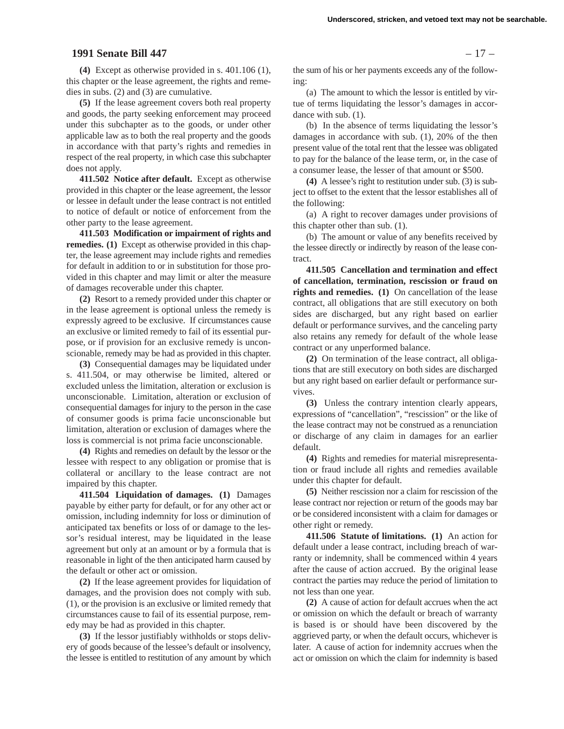**(4)** Except as otherwise provided in s. 401.106 (1), this chapter or the lease agreement, the rights and remedies in subs. (2) and (3) are cumulative.

**(5)** If the lease agreement covers both real property and goods, the party seeking enforcement may proceed under this subchapter as to the goods, or under other applicable law as to both the real property and the goods in accordance with that party's rights and remedies in respect of the real property, in which case this subchapter does not apply.

**411.502 Notice after default.** Except as otherwise provided in this chapter or the lease agreement, the lessor or lessee in default under the lease contract is not entitled to notice of default or notice of enforcement from the other party to the lease agreement.

**411.503 Modification or impairment of rights and remedies. (1)** Except as otherwise provided in this chapter, the lease agreement may include rights and remedies for default in addition to or in substitution for those provided in this chapter and may limit or alter the measure of damages recoverable under this chapter.

**(2)** Resort to a remedy provided under this chapter or in the lease agreement is optional unless the remedy is expressly agreed to be exclusive. If circumstances cause an exclusive or limited remedy to fail of its essential purpose, or if provision for an exclusive remedy is unconscionable, remedy may be had as provided in this chapter.

**(3)** Consequential damages may be liquidated under s. 411.504, or may otherwise be limited, altered or excluded unless the limitation, alteration or exclusion is unconscionable. Limitation, alteration or exclusion of consequential damages for injury to the person in the case of consumer goods is prima facie unconscionable but limitation, alteration or exclusion of damages where the loss is commercial is not prima facie unconscionable.

**(4)** Rights and remedies on default by the lessor or the lessee with respect to any obligation or promise that is collateral or ancillary to the lease contract are not impaired by this chapter.

**411.504 Liquidation of damages. (1)** Damages payable by either party for default, or for any other act or omission, including indemnity for loss or diminution of anticipated tax benefits or loss of or damage to the lessor's residual interest, may be liquidated in the lease agreement but only at an amount or by a formula that is reasonable in light of the then anticipated harm caused by the default or other act or omission.

**(2)** If the lease agreement provides for liquidation of damages, and the provision does not comply with sub. (1), or the provision is an exclusive or limited remedy that circumstances cause to fail of its essential purpose, remedy may be had as provided in this chapter.

**(3)** If the lessor justifiably withholds or stops delivery of goods because of the lessee's default or insolvency, the lessee is entitled to restitution of any amount by which the sum of his or her payments exceeds any of the following:

(a) The amount to which the lessor is entitled by virtue of terms liquidating the lessor's damages in accordance with sub. (1).

(b) In the absence of terms liquidating the lessor's damages in accordance with sub. (1), 20% of the then present value of the total rent that the lessee was obligated to pay for the balance of the lease term, or, in the case of a consumer lease, the lesser of that amount or $500.

**(4)** A lessee's right to restitution under sub. (3) is subject to offset to the extent that the lessor establishes all of the following:

(a) A right to recover damages under provisions of this chapter other than sub. (1).

(b) The amount or value of any benefits received by the lessee directly or indirectly by reason of the lease contract.

**411.505 Cancellation and termination and effect of cancellation, termination, rescission or fraud on rights and remedies. (1)** On cancellation of the lease contract, all obligations that are still executory on both sides are discharged, but any right based on earlier default or performance survives, and the canceling party also retains any remedy for default of the whole lease contract or any unperformed balance.

**(2)** On termination of the lease contract, all obligations that are still executory on both sides are discharged but any right based on earlier default or performance survives.

**(3)** Unless the contrary intention clearly appears, expressions of "cancellation", "rescission" or the like of the lease contract may not be construed as a renunciation or discharge of any claim in damages for an earlier default.

**(4)** Rights and remedies for material misrepresentation or fraud include all rights and remedies available under this chapter for default.

**(5)** Neither rescission nor a claim for rescission of the lease contract nor rejection or return of the goods may bar or be considered inconsistent with a claim for damages or other right or remedy.

**411.506 Statute of limitations. (1)** An action for default under a lease contract, including breach of warranty or indemnity, shall be commenced within 4 years after the cause of action accrued. By the original lease contract the parties may reduce the period of limitation to not less than one year.

**(2)** A cause of action for default accrues when the act or omission on which the default or breach of warranty is based is or should have been discovered by the aggrieved party, or when the default occurs, whichever is later. A cause of action for indemnity accrues when the act or omission on which the claim for indemnity is based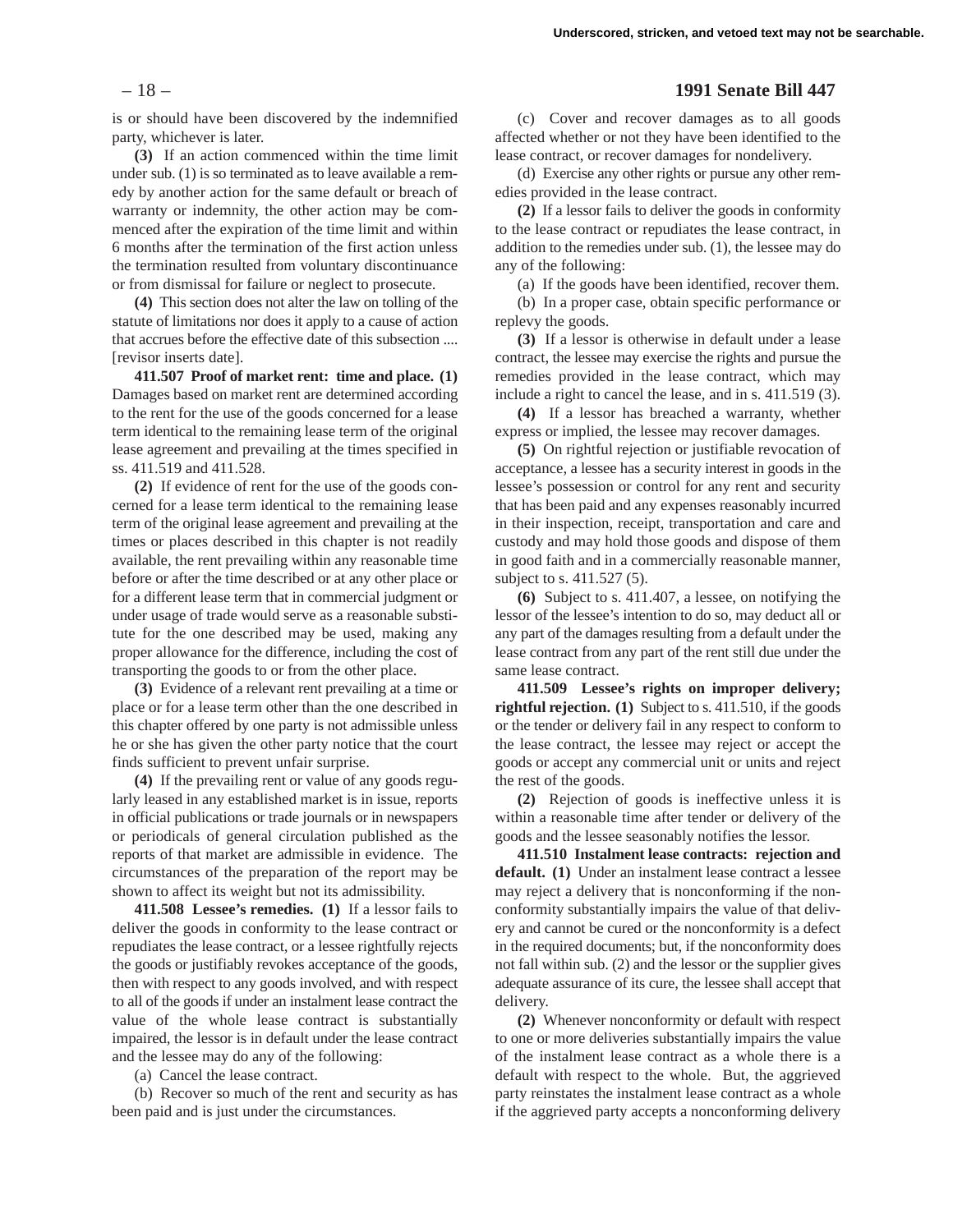is or should have been discovered by the indemnified party, whichever is later.

**(3)** If an action commenced within the time limit under sub. (1) is so terminated as to leave available a remedy by another action for the same default or breach of warranty or indemnity, the other action may be commenced after the expiration of the time limit and within 6 months after the termination of the first action unless the termination resulted from voluntary discontinuance or from dismissal for failure or neglect to prosecute.

**(4)** This section does not alter the law on tolling of the statute of limitations nor does it apply to a cause of action that accrues before the effective date of this subsection .... [revisor inserts date].

**411.507 Proof of market rent: time and place. (1)** Damages based on market rent are determined according to the rent for the use of the goods concerned for a lease term identical to the remaining lease term of the original lease agreement and prevailing at the times specified in ss. 411.519 and 411.528.

**(2)** If evidence of rent for the use of the goods concerned for a lease term identical to the remaining lease term of the original lease agreement and prevailing at the times or places described in this chapter is not readily available, the rent prevailing within any reasonable time before or after the time described or at any other place or for a different lease term that in commercial judgment or under usage of trade would serve as a reasonable substitute for the one described may be used, making any proper allowance for the difference, including the cost of transporting the goods to or from the other place.

**(3)** Evidence of a relevant rent prevailing at a time or place or for a lease term other than the one described in this chapter offered by one party is not admissible unless he or she has given the other party notice that the court finds sufficient to prevent unfair surprise.

**(4)** If the prevailing rent or value of any goods regularly leased in any established market is in issue, reports in official publications or trade journals or in newspapers or periodicals of general circulation published as the reports of that market are admissible in evidence. The circumstances of the preparation of the report may be shown to affect its weight but not its admissibility.

**411.508 Lessee's remedies. (1)** If a lessor fails to deliver the goods in conformity to the lease contract or repudiates the lease contract, or a lessee rightfully rejects the goods or justifiably revokes acceptance of the goods, then with respect to any goods involved, and with respect to all of the goods if under an instalment lease contract the value of the whole lease contract is substantially impaired, the lessor is in default under the lease contract and the lessee may do any of the following:

(a) Cancel the lease contract.

(b) Recover so much of the rent and security as has been paid and is just under the circumstances.

(c) Cover and recover damages as to all goods affected whether or not they have been identified to the lease contract, or recover damages for nondelivery.

(d) Exercise any other rights or pursue any other remedies provided in the lease contract.

**(2)** If a lessor fails to deliver the goods in conformity to the lease contract or repudiates the lease contract, in addition to the remedies under sub. (1), the lessee may do any of the following:

(a) If the goods have been identified, recover them.

(b) In a proper case, obtain specific performance or replevy the goods.

**(3)** If a lessor is otherwise in default under a lease contract, the lessee may exercise the rights and pursue the remedies provided in the lease contract, which may include a right to cancel the lease, and in s. 411.519 (3).

**(4)** If a lessor has breached a warranty, whether express or implied, the lessee may recover damages.

**(5)** On rightful rejection or justifiable revocation of acceptance, a lessee has a security interest in goods in the lessee's possession or control for any rent and security that has been paid and any expenses reasonably incurred in their inspection, receipt, transportation and care and custody and may hold those goods and dispose of them in good faith and in a commercially reasonable manner, subject to s. 411.527 (5).

**(6)** Subject to s. 411.407, a lessee, on notifying the lessor of the lessee's intention to do so, may deduct all or any part of the damages resulting from a default under the lease contract from any part of the rent still due under the same lease contract.

**411.509 Lessee's rights on improper delivery; rightful rejection. (1)** Subject to s. 411.510, if the goods or the tender or delivery fail in any respect to conform to the lease contract, the lessee may reject or accept the goods or accept any commercial unit or units and reject the rest of the goods.

**(2)** Rejection of goods is ineffective unless it is within a reasonable time after tender or delivery of the goods and the lessee seasonably notifies the lessor.

**411.510 Instalment lease contracts: rejection and default. (1)** Under an instalment lease contract a lessee may reject a delivery that is nonconforming if the nonconformity substantially impairs the value of that delivery and cannot be cured or the nonconformity is a defect in the required documents; but, if the nonconformity does not fall within sub. (2) and the lessor or the supplier gives adequate assurance of its cure, the lessee shall accept that delivery.

**(2)** Whenever nonconformity or default with respect to one or more deliveries substantially impairs the value of the instalment lease contract as a whole there is a default with respect to the whole. But, the aggrieved party reinstates the instalment lease contract as a whole if the aggrieved party accepts a nonconforming delivery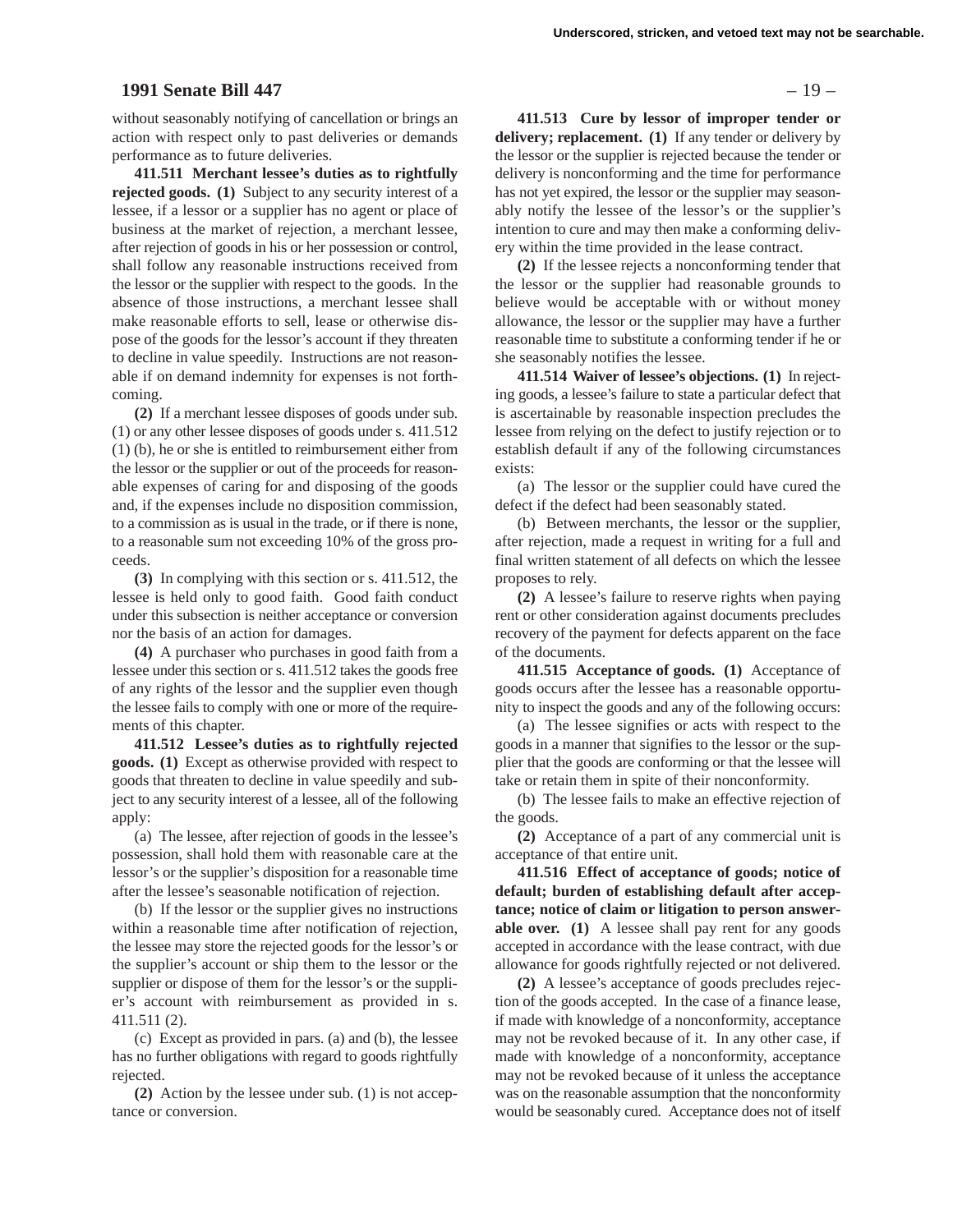without seasonably notifying of cancellation or brings an action with respect only to past deliveries or demands performance as to future deliveries.

**411.511 Merchant lessee's duties as to rightfully rejected goods. (1)** Subject to any security interest of a lessee, if a lessor or a supplier has no agent or place of business at the market of rejection, a merchant lessee, after rejection of goods in his or her possession or control, shall follow any reasonable instructions received from the lessor or the supplier with respect to the goods. In the absence of those instructions, a merchant lessee shall make reasonable efforts to sell, lease or otherwise dispose of the goods for the lessor's account if they threaten to decline in value speedily. Instructions are not reasonable if on demand indemnity for expenses is not forthcoming.

**(2)** If a merchant lessee disposes of goods under sub. (1) or any other lessee disposes of goods under s. 411.512 (1) (b), he or she is entitled to reimbursement either from the lessor or the supplier or out of the proceeds for reasonable expenses of caring for and disposing of the goods and, if the expenses include no disposition commission, to a commission as is usual in the trade, or if there is none, to a reasonable sum not exceeding 10% of the gross proceeds.

**(3)** In complying with this section or s. 411.512, the lessee is held only to good faith. Good faith conduct under this subsection is neither acceptance or conversion nor the basis of an action for damages.

**(4)** A purchaser who purchases in good faith from a lessee under this section or s. 411.512 takes the goods free of any rights of the lessor and the supplier even though the lessee fails to comply with one or more of the requirements of this chapter.

**411.512 Lessee's duties as to rightfully rejected goods. (1)** Except as otherwise provided with respect to goods that threaten to decline in value speedily and subject to any security interest of a lessee, all of the following apply:

(a) The lessee, after rejection of goods in the lessee's possession, shall hold them with reasonable care at the lessor's or the supplier's disposition for a reasonable time after the lessee's seasonable notification of rejection.

(b) If the lessor or the supplier gives no instructions within a reasonable time after notification of rejection, the lessee may store the rejected goods for the lessor's or the supplier's account or ship them to the lessor or the supplier or dispose of them for the lessor's or the supplier's account with reimbursement as provided in s. 411.511 (2).

(c) Except as provided in pars. (a) and (b), the lessee has no further obligations with regard to goods rightfully rejected.

**(2)** Action by the lessee under sub. (1) is not acceptance or conversion.

**411.513 Cure by lessor of improper tender or delivery; replacement. (1)** If any tender or delivery by the lessor or the supplier is rejected because the tender or delivery is nonconforming and the time for performance has not yet expired, the lessor or the supplier may seasonably notify the lessee of the lessor's or the supplier's intention to cure and may then make a conforming delivery within the time provided in the lease contract.

**(2)** If the lessee rejects a nonconforming tender that the lessor or the supplier had reasonable grounds to believe would be acceptable with or without money allowance, the lessor or the supplier may have a further reasonable time to substitute a conforming tender if he or she seasonably notifies the lessee.

**411.514 Waiver of lessee's objections. (1)** In rejecting goods, a lessee's failure to state a particular defect that is ascertainable by reasonable inspection precludes the lessee from relying on the defect to justify rejection or to establish default if any of the following circumstances exists:

(a) The lessor or the supplier could have cured the defect if the defect had been seasonably stated.

(b) Between merchants, the lessor or the supplier, after rejection, made a request in writing for a full and final written statement of all defects on which the lessee proposes to rely.

**(2)** A lessee's failure to reserve rights when paying rent or other consideration against documents precludes recovery of the payment for defects apparent on the face of the documents.

**411.515 Acceptance of goods. (1)** Acceptance of goods occurs after the lessee has a reasonable opportunity to inspect the goods and any of the following occurs:

(a) The lessee signifies or acts with respect to the goods in a manner that signifies to the lessor or the supplier that the goods are conforming or that the lessee will take or retain them in spite of their nonconformity.

(b) The lessee fails to make an effective rejection of the goods.

**(2)** Acceptance of a part of any commercial unit is acceptance of that entire unit.

**411.516 Effect of acceptance of goods; notice of default; burden of establishing default after acceptance; notice of claim or litigation to person answerable over. (1)** A lessee shall pay rent for any goods accepted in accordance with the lease contract, with due allowance for goods rightfully rejected or not delivered.

**(2)** A lessee's acceptance of goods precludes rejection of the goods accepted. In the case of a finance lease, if made with knowledge of a nonconformity, acceptance may not be revoked because of it. In any other case, if made with knowledge of a nonconformity, acceptance may not be revoked because of it unless the acceptance was on the reasonable assumption that the nonconformity would be seasonably cured. Acceptance does not of itself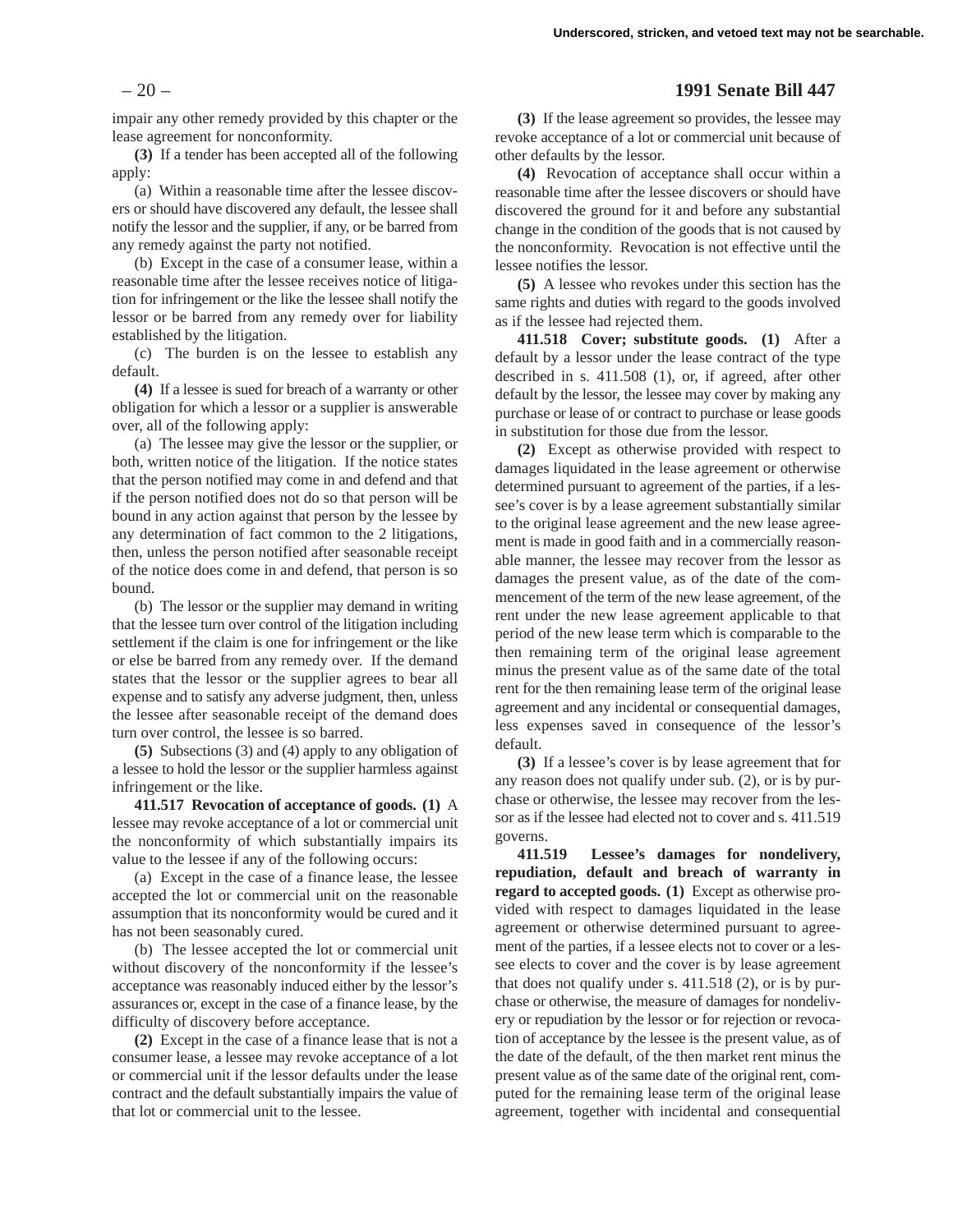impair any other remedy provided by this chapter or the lease agreement for nonconformity.

**(3)** If a tender has been accepted all of the following apply:

(a) Within a reasonable time after the lessee discovers or should have discovered any default, the lessee shall notify the lessor and the supplier, if any, or be barred from any remedy against the party not notified.

(b) Except in the case of a consumer lease, within a reasonable time after the lessee receives notice of litigation for infringement or the like the lessee shall notify the lessor or be barred from any remedy over for liability established by the litigation.

(c) The burden is on the lessee to establish any default.

**(4)** If a lessee is sued for breach of a warranty or other obligation for which a lessor or a supplier is answerable over, all of the following apply:

(a) The lessee may give the lessor or the supplier, or both, written notice of the litigation. If the notice states that the person notified may come in and defend and that if the person notified does not do so that person will be bound in any action against that person by the lessee by any determination of fact common to the 2 litigations, then, unless the person notified after seasonable receipt of the notice does come in and defend, that person is so bound.

(b) The lessor or the supplier may demand in writing that the lessee turn over control of the litigation including settlement if the claim is one for infringement or the like or else be barred from any remedy over. If the demand states that the lessor or the supplier agrees to bear all expense and to satisfy any adverse judgment, then, unless the lessee after seasonable receipt of the demand does turn over control, the lessee is so barred.

**(5)** Subsections (3) and (4) apply to any obligation of a lessee to hold the lessor or the supplier harmless against infringement or the like.

**411.517 Revocation of acceptance of goods. (1)** A lessee may revoke acceptance of a lot or commercial unit the nonconformity of which substantially impairs its value to the lessee if any of the following occurs:

(a) Except in the case of a finance lease, the lessee accepted the lot or commercial unit on the reasonable assumption that its nonconformity would be cured and it has not been seasonably cured.

(b) The lessee accepted the lot or commercial unit without discovery of the nonconformity if the lessee's acceptance was reasonably induced either by the lessor's assurances or, except in the case of a finance lease, by the difficulty of discovery before acceptance.

**(2)** Except in the case of a finance lease that is not a consumer lease, a lessee may revoke acceptance of a lot or commercial unit if the lessor defaults under the lease contract and the default substantially impairs the value of that lot or commercial unit to the lessee.

**(3)** If the lease agreement so provides, the lessee may revoke acceptance of a lot or commercial unit because of other defaults by the lessor.

**(4)** Revocation of acceptance shall occur within a reasonable time after the lessee discovers or should have discovered the ground for it and before any substantial change in the condition of the goods that is not caused by the nonconformity. Revocation is not effective until the lessee notifies the lessor.

**(5)** A lessee who revokes under this section has the same rights and duties with regard to the goods involved as if the lessee had rejected them.

**411.518 Cover; substitute goods. (1)** After a default by a lessor under the lease contract of the type described in s. 411.508 (1), or, if agreed, after other default by the lessor, the lessee may cover by making any purchase or lease of or contract to purchase or lease goods in substitution for those due from the lessor.

**(2)** Except as otherwise provided with respect to damages liquidated in the lease agreement or otherwise determined pursuant to agreement of the parties, if a lessee's cover is by a lease agreement substantially similar to the original lease agreement and the new lease agreement is made in good faith and in a commercially reasonable manner, the lessee may recover from the lessor as damages the present value, as of the date of the commencement of the term of the new lease agreement, of the rent under the new lease agreement applicable to that period of the new lease term which is comparable to the then remaining term of the original lease agreement minus the present value as of the same date of the total rent for the then remaining lease term of the original lease agreement and any incidental or consequential damages, less expenses saved in consequence of the lessor's default.

**(3)** If a lessee's cover is by lease agreement that for any reason does not qualify under sub. (2), or is by purchase or otherwise, the lessee may recover from the lessor as if the lessee had elected not to cover and s. 411.519 governs.

**411.519 Lessee's damages for nondelivery, repudiation, default and breach of warranty in regard to accepted goods. (1)** Except as otherwise provided with respect to damages liquidated in the lease agreement or otherwise determined pursuant to agreement of the parties, if a lessee elects not to cover or a lessee elects to cover and the cover is by lease agreement that does not qualify under s. 411.518 (2), or is by purchase or otherwise, the measure of damages for nondelivery or repudiation by the lessor or for rejection or revocation of acceptance by the lessee is the present value, as of the date of the default, of the then market rent minus the present value as of the same date of the original rent, computed for the remaining lease term of the original lease agreement, together with incidental and consequential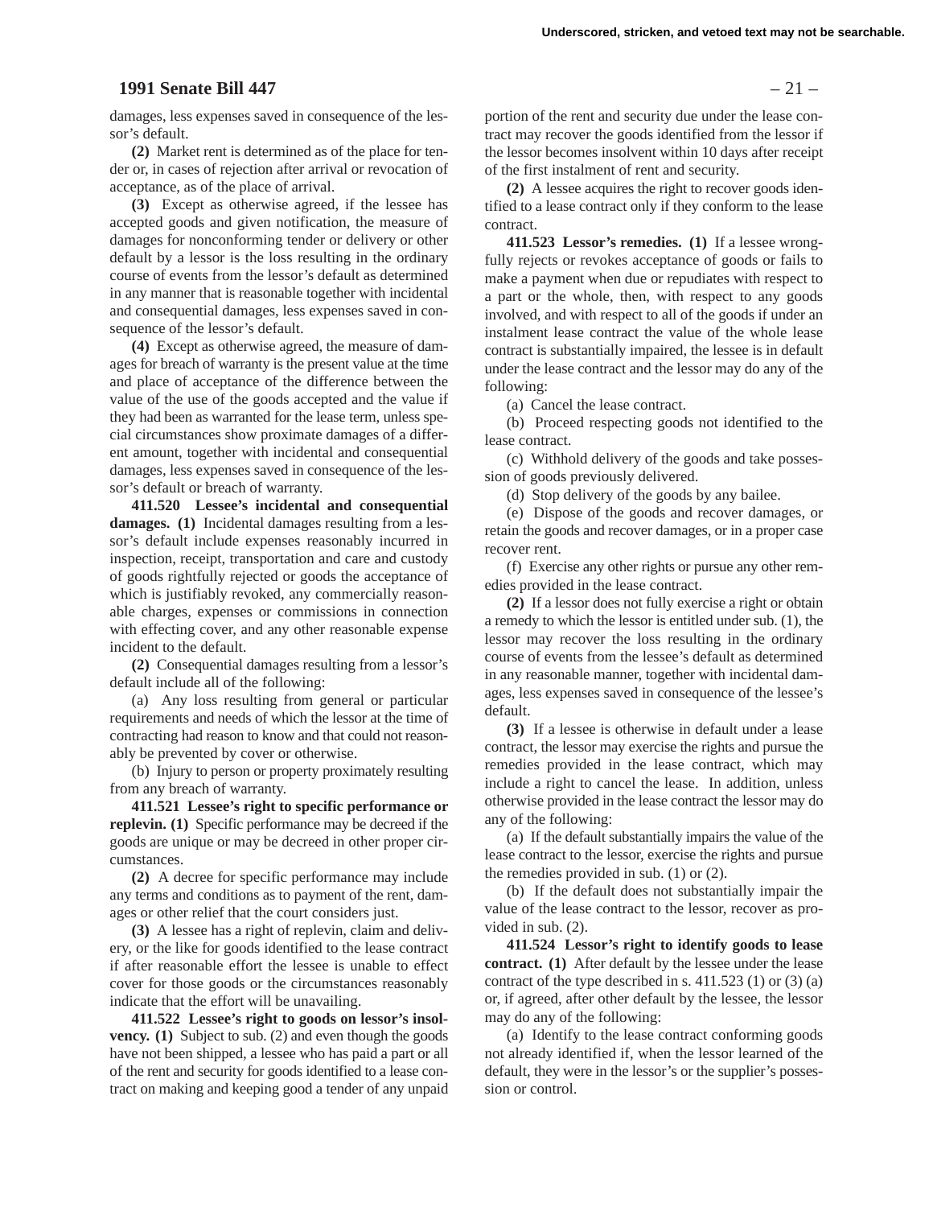damages, less expenses saved in consequence of the lessor's default.

**(2)** Market rent is determined as of the place for tender or, in cases of rejection after arrival or revocation of acceptance, as of the place of arrival.

**(3)** Except as otherwise agreed, if the lessee has accepted goods and given notification, the measure of damages for nonconforming tender or delivery or other default by a lessor is the loss resulting in the ordinary course of events from the lessor's default as determined in any manner that is reasonable together with incidental and consequential damages, less expenses saved in consequence of the lessor's default.

**(4)** Except as otherwise agreed, the measure of damages for breach of warranty is the present value at the time and place of acceptance of the difference between the value of the use of the goods accepted and the value if they had been as warranted for the lease term, unless special circumstances show proximate damages of a different amount, together with incidental and consequential damages, less expenses saved in consequence of the lessor's default or breach of warranty.

**411.520 Lessee's incidental and consequential damages. (1)** Incidental damages resulting from a lessor's default include expenses reasonably incurred in inspection, receipt, transportation and care and custody of goods rightfully rejected or goods the acceptance of which is justifiably revoked, any commercially reasonable charges, expenses or commissions in connection with effecting cover, and any other reasonable expense incident to the default.

**(2)** Consequential damages resulting from a lessor's default include all of the following:

(a) Any loss resulting from general or particular requirements and needs of which the lessor at the time of contracting had reason to know and that could not reasonably be prevented by cover or otherwise.

(b) Injury to person or property proximately resulting from any breach of warranty.

**411.521 Lessee's right to specific performance or replevin. (1)** Specific performance may be decreed if the goods are unique or may be decreed in other proper circumstances.

**(2)** A decree for specific performance may include any terms and conditions as to payment of the rent, damages or other relief that the court considers just.

**(3)** A lessee has a right of replevin, claim and delivery, or the like for goods identified to the lease contract if after reasonable effort the lessee is unable to effect cover for those goods or the circumstances reasonably indicate that the effort will be unavailing.

**411.522 Lessee's right to goods on lessor's insolvency. (1)** Subject to sub. (2) and even though the goods have not been shipped, a lessee who has paid a part or all of the rent and security for goods identified to a lease contract on making and keeping good a tender of any unpaid portion of the rent and security due under the lease contract may recover the goods identified from the lessor if the lessor becomes insolvent within 10 days after receipt of the first instalment of rent and security.

**(2)** A lessee acquires the right to recover goods identified to a lease contract only if they conform to the lease contract.

**411.523 Lessor's remedies. (1)** If a lessee wrongfully rejects or revokes acceptance of goods or fails to make a payment when due or repudiates with respect to a part or the whole, then, with respect to any goods involved, and with respect to all of the goods if under an instalment lease contract the value of the whole lease contract is substantially impaired, the lessee is in default under the lease contract and the lessor may do any of the following:

(a) Cancel the lease contract.

(b) Proceed respecting goods not identified to the lease contract.

(c) Withhold delivery of the goods and take possession of goods previously delivered.

(d) Stop delivery of the goods by any bailee.

(e) Dispose of the goods and recover damages, or retain the goods and recover damages, or in a proper case recover rent.

(f) Exercise any other rights or pursue any other remedies provided in the lease contract.

**(2)** If a lessor does not fully exercise a right or obtain a remedy to which the lessor is entitled under sub. (1), the lessor may recover the loss resulting in the ordinary course of events from the lessee's default as determined in any reasonable manner, together with incidental damages, less expenses saved in consequence of the lessee's default.

**(3)** If a lessee is otherwise in default under a lease contract, the lessor may exercise the rights and pursue the remedies provided in the lease contract, which may include a right to cancel the lease. In addition, unless otherwise provided in the lease contract the lessor may do any of the following:

(a) If the default substantially impairs the value of the lease contract to the lessor, exercise the rights and pursue the remedies provided in sub. (1) or (2).

(b) If the default does not substantially impair the value of the lease contract to the lessor, recover as provided in sub. (2).

**411.524 Lessor's right to identify goods to lease contract. (1)** After default by the lessee under the lease contract of the type described in s. 411.523 (1) or (3) (a) or, if agreed, after other default by the lessee, the lessor may do any of the following:

(a) Identify to the lease contract conforming goods not already identified if, when the lessor learned of the default, they were in the lessor's or the supplier's possession or control.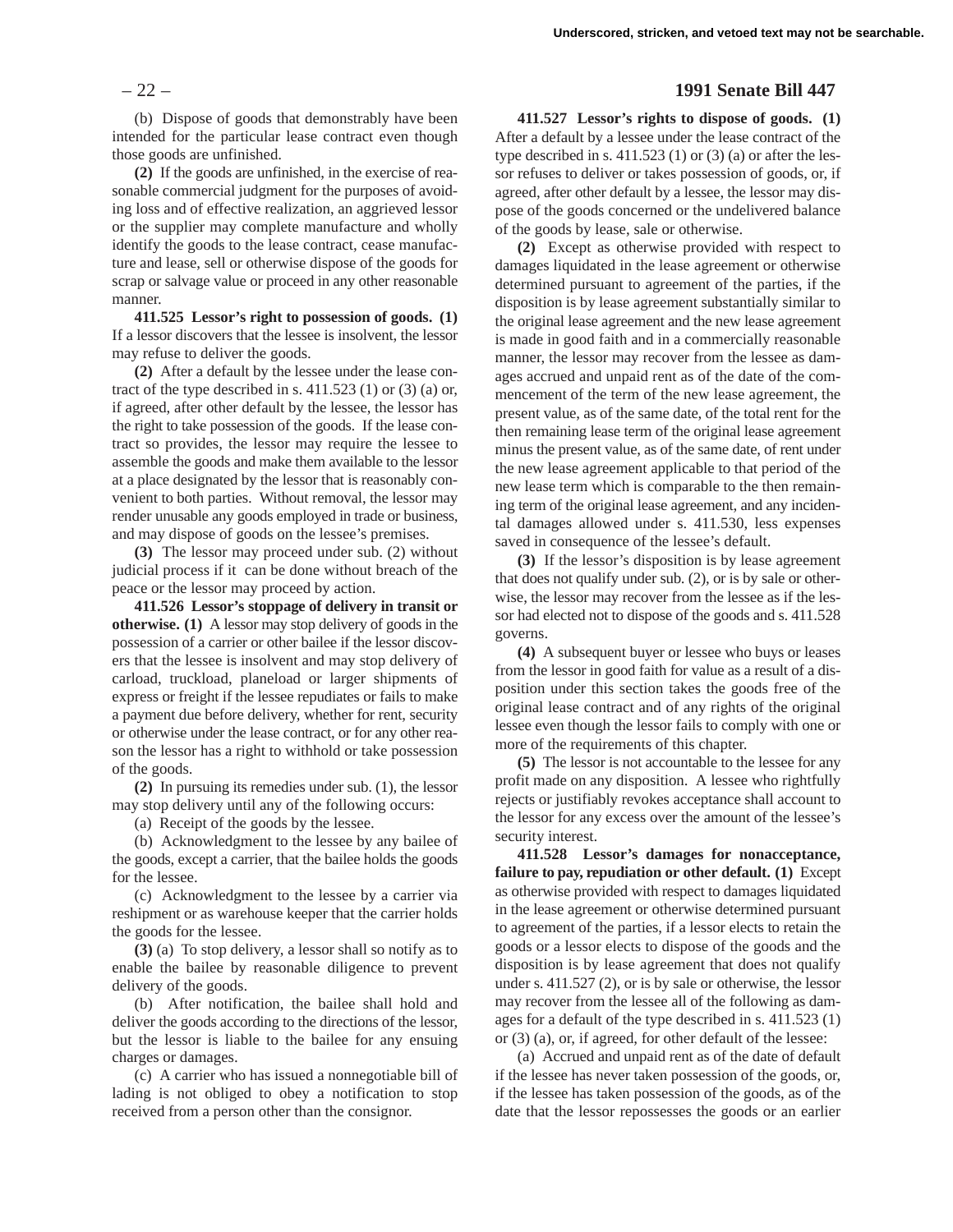(b) Dispose of goods that demonstrably have been intended for the particular lease contract even though those goods are unfinished.

**(2)** If the goods are unfinished, in the exercise of reasonable commercial judgment for the purposes of avoiding loss and of effective realization, an aggrieved lessor or the supplier may complete manufacture and wholly identify the goods to the lease contract, cease manufacture and lease, sell or otherwise dispose of the goods for scrap or salvage value or proceed in any other reasonable manner.

**411.525 Lessor's right to possession of goods. (1)** If a lessor discovers that the lessee is insolvent, the lessor may refuse to deliver the goods.

**(2)** After a default by the lessee under the lease contract of the type described in s. 411.523 (1) or (3) (a) or, if agreed, after other default by the lessee, the lessor has the right to take possession of the goods. If the lease contract so provides, the lessor may require the lessee to assemble the goods and make them available to the lessor at a place designated by the lessor that is reasonably convenient to both parties. Without removal, the lessor may render unusable any goods employed in trade or business, and may dispose of goods on the lessee's premises.

**(3)** The lessor may proceed under sub. (2) without judicial process if it can be done without breach of the peace or the lessor may proceed by action.

**411.526 Lessor's stoppage of delivery in transit or otherwise. (1)** A lessor may stop delivery of goods in the possession of a carrier or other bailee if the lessor discovers that the lessee is insolvent and may stop delivery of carload, truckload, planeload or larger shipments of express or freight if the lessee repudiates or fails to make a payment due before delivery, whether for rent, security or otherwise under the lease contract, or for any other reason the lessor has a right to withhold or take possession of the goods.

**(2)** In pursuing its remedies under sub. (1), the lessor may stop delivery until any of the following occurs:

(a) Receipt of the goods by the lessee.

(b) Acknowledgment to the lessee by any bailee of the goods, except a carrier, that the bailee holds the goods for the lessee.

(c) Acknowledgment to the lessee by a carrier via reshipment or as warehouse keeper that the carrier holds the goods for the lessee.

**(3)** (a) To stop delivery, a lessor shall so notify as to enable the bailee by reasonable diligence to prevent delivery of the goods.

(b) After notification, the bailee shall hold and deliver the goods according to the directions of the lessor, but the lessor is liable to the bailee for any ensuing charges or damages.

(c) A carrier who has issued a nonnegotiable bill of lading is not obliged to obey a notification to stop received from a person other than the consignor.

**411.527 Lessor's rights to dispose of goods. (1)** After a default by a lessee under the lease contract of the type described in s. 411.523 (1) or (3) (a) or after the lessor refuses to deliver or takes possession of goods, or, if agreed, after other default by a lessee, the lessor may dispose of the goods concerned or the undelivered balance of the goods by lease, sale or otherwise.

**(2)** Except as otherwise provided with respect to damages liquidated in the lease agreement or otherwise determined pursuant to agreement of the parties, if the disposition is by lease agreement substantially similar to the original lease agreement and the new lease agreement is made in good faith and in a commercially reasonable manner, the lessor may recover from the lessee as damages accrued and unpaid rent as of the date of the commencement of the term of the new lease agreement, the present value, as of the same date, of the total rent for the then remaining lease term of the original lease agreement minus the present value, as of the same date, of rent under the new lease agreement applicable to that period of the new lease term which is comparable to the then remaining term of the original lease agreement, and any incidental damages allowed under s. 411.530, less expenses saved in consequence of the lessee's default.

**(3)** If the lessor's disposition is by lease agreement that does not qualify under sub. (2), or is by sale or otherwise, the lessor may recover from the lessee as if the lessor had elected not to dispose of the goods and s. 411.528 governs.

**(4)** A subsequent buyer or lessee who buys or leases from the lessor in good faith for value as a result of a disposition under this section takes the goods free of the original lease contract and of any rights of the original lessee even though the lessor fails to comply with one or more of the requirements of this chapter.

**(5)** The lessor is not accountable to the lessee for any profit made on any disposition. A lessee who rightfully rejects or justifiably revokes acceptance shall account to the lessor for any excess over the amount of the lessee's security interest.

**411.528 Lessor's damages for nonacceptance, failure to pay, repudiation or other default. (1)** Except as otherwise provided with respect to damages liquidated in the lease agreement or otherwise determined pursuant to agreement of the parties, if a lessor elects to retain the goods or a lessor elects to dispose of the goods and the disposition is by lease agreement that does not qualify under s. 411.527 (2), or is by sale or otherwise, the lessor may recover from the lessee all of the following as damages for a default of the type described in s. 411.523 (1) or (3) (a), or, if agreed, for other default of the lessee:

(a) Accrued and unpaid rent as of the date of default if the lessee has never taken possession of the goods, or, if the lessee has taken possession of the goods, as of the date that the lessor repossesses the goods or an earlier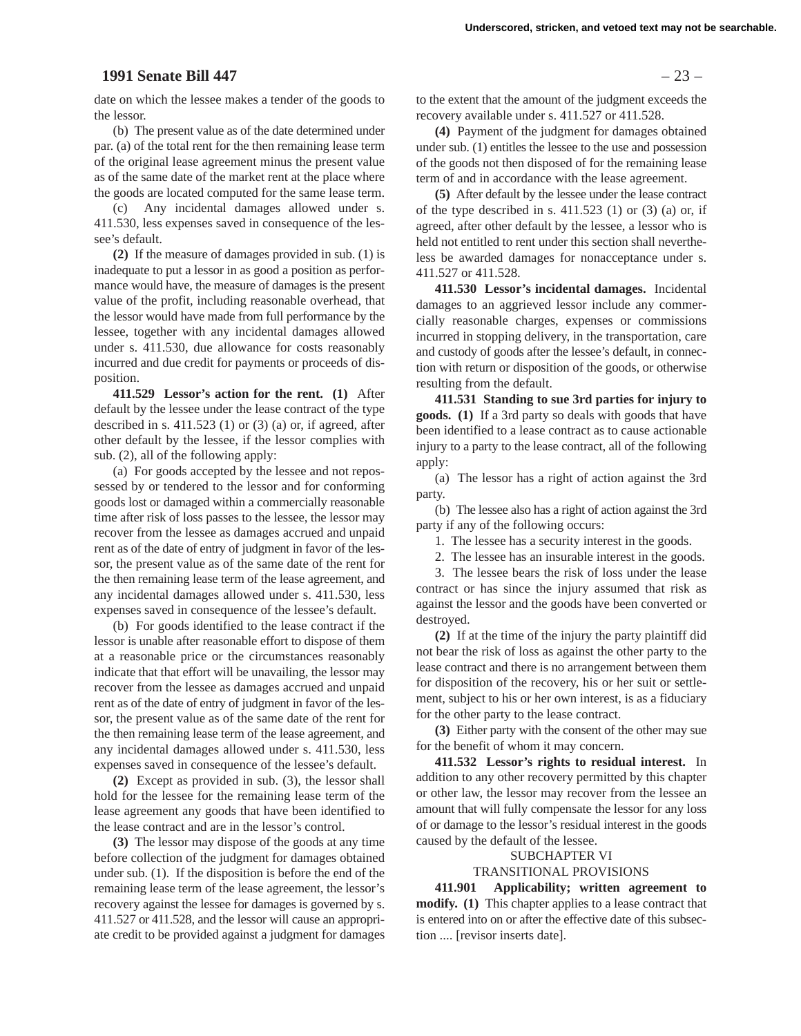date on which the lessee makes a tender of the goods to the lessor.

(b) The present value as of the date determined under par. (a) of the total rent for the then remaining lease term of the original lease agreement minus the present value as of the same date of the market rent at the place where the goods are located computed for the same lease term.

(c) Any incidental damages allowed under s. 411.530, less expenses saved in consequence of the lessee's default.

**(2)** If the measure of damages provided in sub. (1) is inadequate to put a lessor in as good a position as performance would have, the measure of damages is the present value of the profit, including reasonable overhead, that the lessor would have made from full performance by the lessee, together with any incidental damages allowed under s. 411.530, due allowance for costs reasonably incurred and due credit for payments or proceeds of disposition.

**411.529 Lessor's action for the rent. (1)** After default by the lessee under the lease contract of the type described in s. 411.523 (1) or (3) (a) or, if agreed, after other default by the lessee, if the lessor complies with sub. (2), all of the following apply:

(a) For goods accepted by the lessee and not repossessed by or tendered to the lessor and for conforming goods lost or damaged within a commercially reasonable time after risk of loss passes to the lessee, the lessor may recover from the lessee as damages accrued and unpaid rent as of the date of entry of judgment in favor of the lessor, the present value as of the same date of the rent for the then remaining lease term of the lease agreement, and any incidental damages allowed under s. 411.530, less expenses saved in consequence of the lessee's default.

(b) For goods identified to the lease contract if the lessor is unable after reasonable effort to dispose of them at a reasonable price or the circumstances reasonably indicate that that effort will be unavailing, the lessor may recover from the lessee as damages accrued and unpaid rent as of the date of entry of judgment in favor of the lessor, the present value as of the same date of the rent for the then remaining lease term of the lease agreement, and any incidental damages allowed under s. 411.530, less expenses saved in consequence of the lessee's default.

**(2)** Except as provided in sub. (3), the lessor shall hold for the lessee for the remaining lease term of the lease agreement any goods that have been identified to the lease contract and are in the lessor's control.

**(3)** The lessor may dispose of the goods at any time before collection of the judgment for damages obtained under sub. (1). If the disposition is before the end of the remaining lease term of the lease agreement, the lessor's recovery against the lessee for damages is governed by s. 411.527 or 411.528, and the lessor will cause an appropriate credit to be provided against a judgment for damages to the extent that the amount of the judgment exceeds the recovery available under s. 411.527 or 411.528.

**(4)** Payment of the judgment for damages obtained under sub. (1) entitles the lessee to the use and possession of the goods not then disposed of for the remaining lease term of and in accordance with the lease agreement.

**(5)** After default by the lessee under the lease contract of the type described in s. 411.523 (1) or (3) (a) or, if agreed, after other default by the lessee, a lessor who is held not entitled to rent under this section shall nevertheless be awarded damages for nonacceptance under s. 411.527 or 411.528.

**411.530 Lessor's incidental damages.** Incidental damages to an aggrieved lessor include any commercially reasonable charges, expenses or commissions incurred in stopping delivery, in the transportation, care and custody of goods after the lessee's default, in connection with return or disposition of the goods, or otherwise resulting from the default.

**411.531 Standing to sue 3rd parties for injury to goods. (1)** If a 3rd party so deals with goods that have been identified to a lease contract as to cause actionable injury to a party to the lease contract, all of the following apply:

(a) The lessor has a right of action against the 3rd party.

(b) The lessee also has a right of action against the 3rd party if any of the following occurs:

1. The lessee has a security interest in the goods.

2. The lessee has an insurable interest in the goods.

3. The lessee bears the risk of loss under the lease contract or has since the injury assumed that risk as against the lessor and the goods have been converted or destroyed.

**(2)** If at the time of the injury the party plaintiff did not bear the risk of loss as against the other party to the lease contract and there is no arrangement between them for disposition of the recovery, his or her suit or settlement, subject to his or her own interest, is as a fiduciary for the other party to the lease contract.

**(3)** Either party with the consent of the other may sue for the benefit of whom it may concern.

**411.532 Lessor's rights to residual interest.** In addition to any other recovery permitted by this chapter or other law, the lessor may recover from the lessee an amount that will fully compensate the lessor for any loss of or damage to the lessor's residual interest in the goods caused by the default of the lessee.

SUBCHAPTER VI

TRANSITIONAL PROVISIONS

**411.901 Applicability; written agreement to modify. (1)** This chapter applies to a lease contract that is entered into on or after the effective date of this subsection .... [revisor inserts date].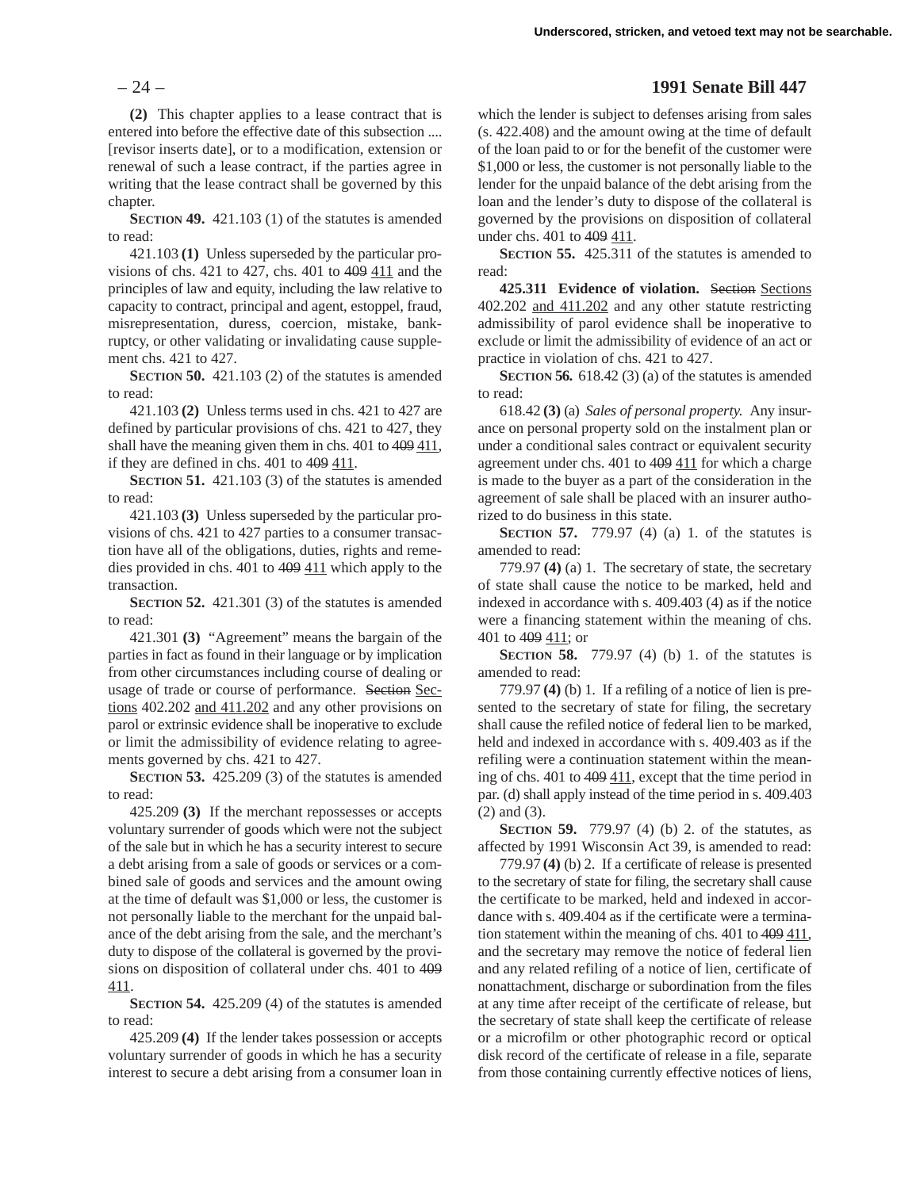**(2)** This chapter applies to a lease contract that is entered into before the effective date of this subsection .... [revisor inserts date], or to a modification, extension or renewal of such a lease contract, if the parties agree in writing that the lease contract shall be governed by this chapter.

**SECTION 49.** 421.103 (1) of the statutes is amended to read:

421.103 **(1)** Unless superseded by the particular provisions of chs. 421 to 427, chs. 401 to ~~409~~ 411 and the principles of law and equity, including the law relative to capacity to contract, principal and agent, estoppel, fraud, misrepresentation, duress, coercion, mistake, bankruptcy, or other validating or invalidating cause supplement chs. 421 to 427.

**SECTION 50.** 421.103 (2) of the statutes is amended to read:

421.103 **(2)** Unless terms used in chs. 421 to 427 are defined by particular provisions of chs. 421 to 427, they shall have the meaning given them in chs. 401 to ~~409~~ 411, if they are defined in chs. 401 to ~~409~~ 411.

**SECTION 51.** 421.103 (3) of the statutes is amended to read:

421.103 **(3)** Unless superseded by the particular provisions of chs. 421 to 427 parties to a consumer transaction have all of the obligations, duties, rights and remedies provided in chs. 401 to ~~409~~ 411 which apply to the transaction.

**SECTION 52.** 421.301 (3) of the statutes is amended to read:

421.301 **(3)** "Agreement" means the bargain of the parties in fact as found in their language or by implication from other circumstances including course of dealing or usage of trade or course of performance. ~~Section~~ Sections 402.202 and 411.202 and any other provisions on parol or extrinsic evidence shall be inoperative to exclude or limit the admissibility of evidence relating to agreements governed by chs. 421 to 427.

**SECTION 53.** 425.209 (3) of the statutes is amended to read:

425.209 **(3)** If the merchant repossesses or accepts voluntary surrender of goods which were not the subject of the sale but in which he has a security interest to secure a debt arising from a sale of goods or services or a combined sale of goods and services and the amount owing at the time of default was $1,000 or less, the customer is not personally liable to the merchant for the unpaid balance of the debt arising from the sale, and the merchant's duty to dispose of the collateral is governed by the provisions on disposition of collateral under chs. 401 to ~~409~~ 411.

**SECTION 54.** 425.209 (4) of the statutes is amended to read:

425.209 **(4)** If the lender takes possession or accepts voluntary surrender of goods in which he has a security interest to secure a debt arising from a consumer loan in which the lender is subject to defenses arising from sales (s. 422.408) and the amount owing at the time of default of the loan paid to or for the benefit of the customer were $1,000 or less, the customer is not personally liable to the lender for the unpaid balance of the debt arising from the loan and the lender's duty to dispose of the collateral is governed by the provisions on disposition of collateral under chs. 401 to ~~409~~ 411.

**SECTION 55.** 425.311 of the statutes is amended to read:

**425.311 Evidence of violation.** ~~Section~~ Sections 402.202 and 411.202 and any other statute restricting admissibility of parol evidence shall be inoperative to exclude or limit the admissibility of evidence of an act or practice in violation of chs. 421 to 427.

**SECTION 56.** 618.42 (3) (a) of the statutes is amended to read:

618.42 **(3)** (a) *Sales of personal property.* Any insurance on personal property sold on the instalment plan or under a conditional sales contract or equivalent security agreement under chs. 401 to ~~409~~ 411 for which a charge is made to the buyer as a part of the consideration in the agreement of sale shall be placed with an insurer authorized to do business in this state.

**SECTION 57.** 779.97 (4) (a) 1. of the statutes is amended to read:

779.97 **(4)** (a) 1. The secretary of state, the secretary of state shall cause the notice to be marked, held and indexed in accordance with s. 409.403 (4) as if the notice were a financing statement within the meaning of chs. 401 to ~~409~~ 411; or

**SECTION 58.** 779.97 (4) (b) 1. of the statutes is amended to read:

779.97 **(4)** (b) 1. If a refiling of a notice of lien is presented to the secretary of state for filing, the secretary shall cause the refiled notice of federal lien to be marked, held and indexed in accordance with s. 409.403 as if the refiling were a continuation statement within the meaning of chs. 401 to ~~409~~ 411, except that the time period in par. (d) shall apply instead of the time period in s. 409.403 (2) and (3).

**SECTION 59.** 779.97 (4) (b) 2. of the statutes, as affected by 1991 Wisconsin Act 39, is amended to read:

779.97 **(4)** (b) 2. If a certificate of release is presented to the secretary of state for filing, the secretary shall cause the certificate to be marked, held and indexed in accordance with s. 409.404 as if the certificate were a termination statement within the meaning of chs. 401 to ~~409~~ 411, and the secretary may remove the notice of federal lien and any related refiling of a notice of lien, certificate of nonattachment, discharge or subordination from the files at any time after receipt of the certificate of release, but the secretary of state shall keep the certificate of release or a microfilm or other photographic record or optical disk record of the certificate of release in a file, separate from those containing currently effective notices of liens,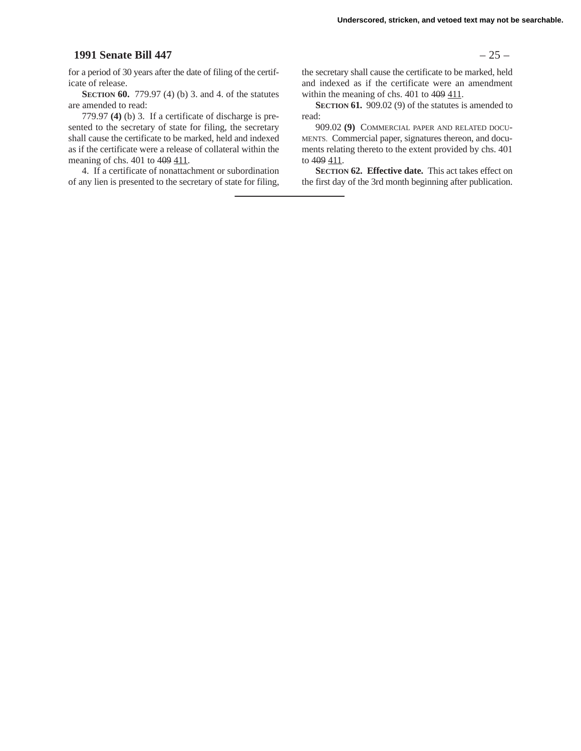for a period of 30 years after the date of filing of the certificate of release.

**SECTION 60.** 779.97 (4) (b) 3. and 4. of the statutes are amended to read:

779.97 **(4)** (b) 3. If a certificate of discharge is presented to the secretary of state for filing, the secretary shall cause the certificate to be marked, held and indexed as if the certificate were a release of collateral within the meaning of chs. 401 to ~~409~~ <u>411</u>.

4. If a certificate of nonattachment or subordination of any lien is presented to the secretary of state for filing, the secretary shall cause the certificate to be marked, held and indexed as if the certificate were an amendment within the meaning of chs. 401 to ~~409~~ <u>411</u>.

**SECTION 61.** 909.02 (9) of the statutes is amended to read:

909.02 **(9)** COMMERCIAL PAPER AND RELATED DOCUMENTS. Commercial paper, signatures thereon, and documents relating thereto to the extent provided by chs. 401 to ~~409~~ <u>411</u>.

**SECTION 62. Effective date.** This act takes effect on the first day of the 3rd month beginning after publication.